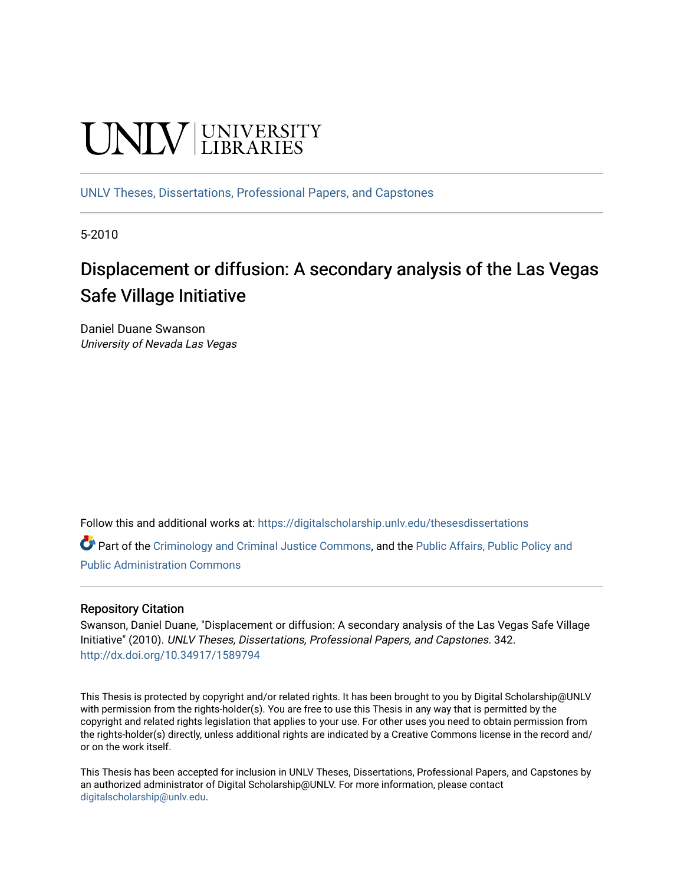UNLV | UNIVERSITY LIBRARIES

UNLV Theses, Dissertations, Professional Papers, and Capstones

5-2010

# Displacement or diffusion: A secondary analysis of the Las Vegas Safe Village Initiative

Daniel Duane Swanson
*University of Nevada Las Vegas*

Follow this and additional works at: https://digitalscholarship.unlv.edu/thesesdissertations

Part of the Criminology and Criminal Justice Commons, and the Public Affairs, Public Policy and Public Administration Commons

### Repository Citation

Swanson, Daniel Duane, "Displacement or diffusion: A secondary analysis of the Las Vegas Safe Village Initiative" (2010). *UNLV Theses, Dissertations, Professional Papers, and Capstones*. 342.
http://dx.doi.org/10.34917/1589794

This Thesis is protected by copyright and/or related rights. It has been brought to you by Digital Scholarship@UNLV with permission from the rights-holder(s). You are free to use this Thesis in any way that is permitted by the copyright and related rights legislation that applies to your use. For other uses you need to obtain permission from the rights-holder(s) directly, unless additional rights are indicated by a Creative Commons license in the record and/or on the work itself.

This Thesis has been accepted for inclusion in UNLV Theses, Dissertations, Professional Papers, and Capstones by an authorized administrator of Digital Scholarship@UNLV. For more information, please contact digitalscholarship@unlv.edu.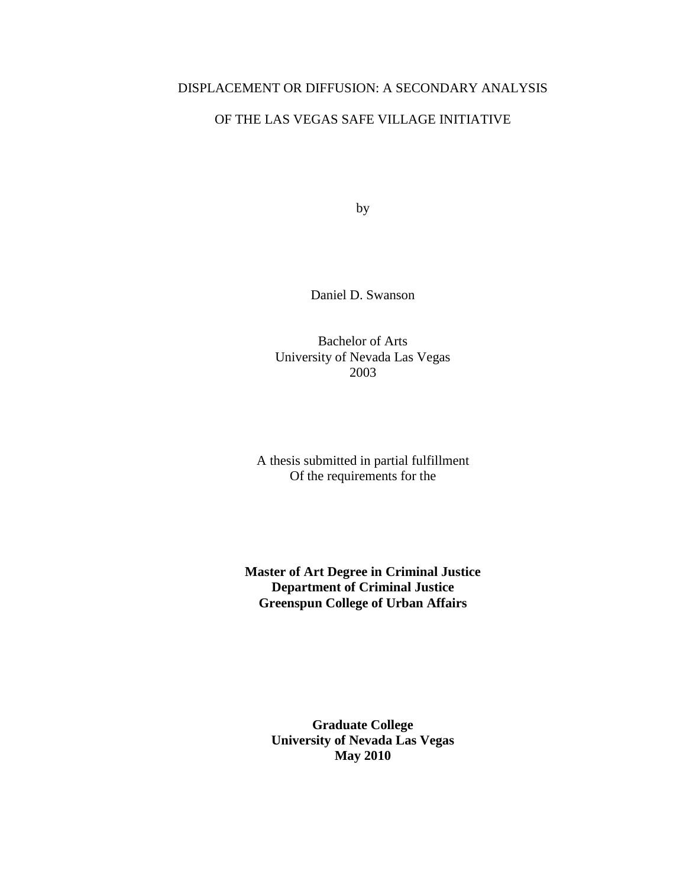DISPLACEMENT OR DIFFUSION: A SECONDARY ANALYSIS

OF THE LAS VEGAS SAFE VILLAGE INITIATIVE

by

Daniel D. Swanson

Bachelor of Arts
University of Nevada Las Vegas
2003

A thesis submitted in partial fulfillment
Of the requirements for the

**Master of Art Degree in Criminal Justice**
**Department of Criminal Justice**
**Greenspun College of Urban Affairs**

**Graduate College**
**University of Nevada Las Vegas**
**May 2010**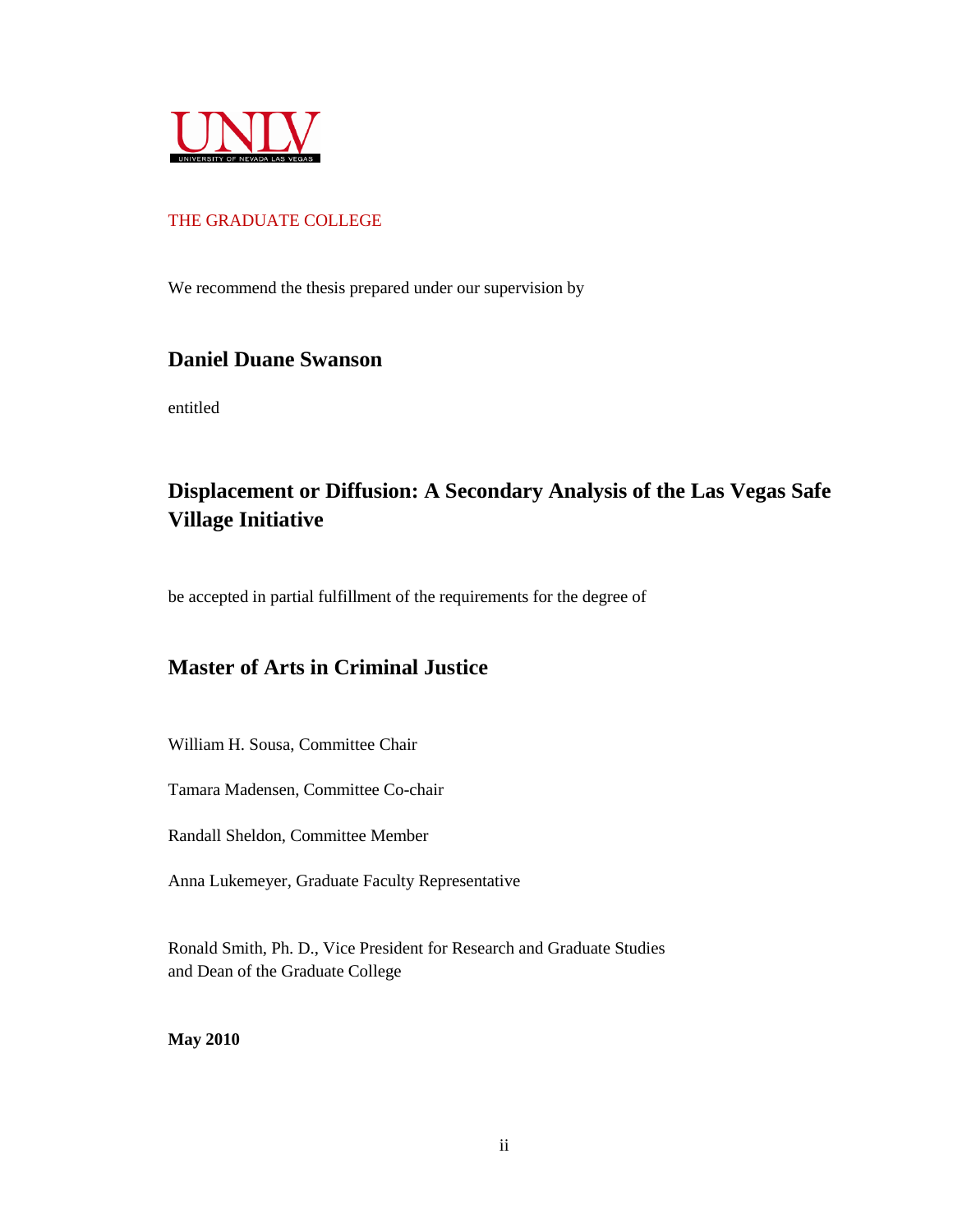UNLV

UNIVERSITY OF NEVADA LAS VEGAS

THE GRADUATE COLLEGE

We recommend the thesis prepared under our supervision by

**Daniel Duane Swanson**

entitled

**Displacement or Diffusion: A Secondary Analysis of the Las Vegas Safe Village Initiative**

be accepted in partial fulfillment of the requirements for the degree of

**Master of Arts in Criminal Justice**

William H. Sousa, Committee Chair

Tamara Madensen, Committee Co-chair

Randall Sheldon, Committee Member

Anna Lukemeyer, Graduate Faculty Representative

Ronald Smith, Ph. D., Vice President for Research and Graduate Studies
and Dean of the Graduate College

**May 2010**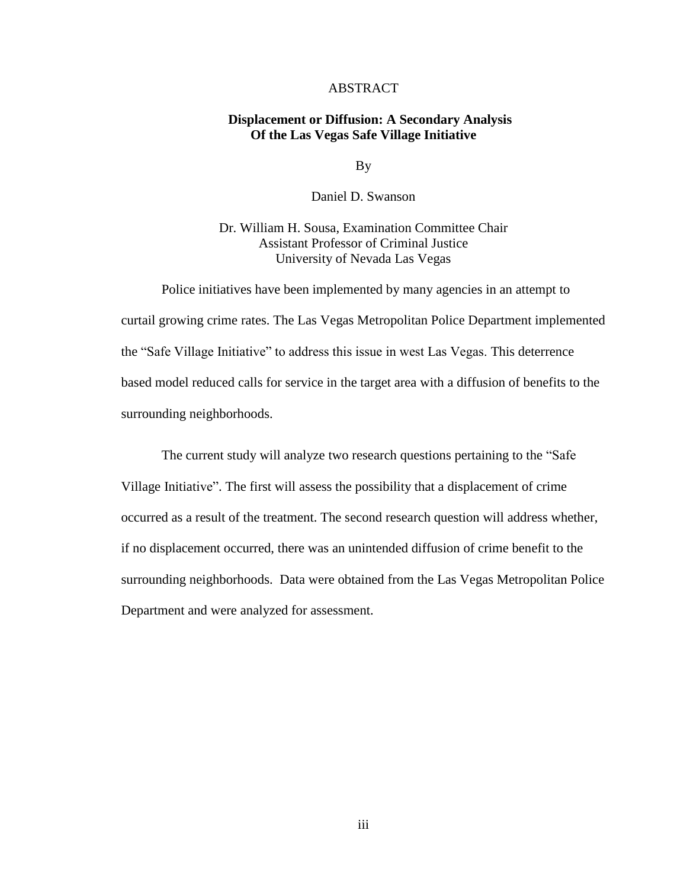# ABSTRACT

**Displacement or Diffusion: A Secondary Analysis Of the Las Vegas Safe Village Initiative**

By

Daniel D. Swanson

Dr. William H. Sousa, Examination Committee Chair
Assistant Professor of Criminal Justice
University of Nevada Las Vegas

Police initiatives have been implemented by many agencies in an attempt to curtail growing crime rates. The Las Vegas Metropolitan Police Department implemented the "Safe Village Initiative" to address this issue in west Las Vegas. This deterrence based model reduced calls for service in the target area with a diffusion of benefits to the surrounding neighborhoods.

The current study will analyze two research questions pertaining to the "Safe Village Initiative". The first will assess the possibility that a displacement of crime occurred as a result of the treatment. The second research question will address whether, if no displacement occurred, there was an unintended diffusion of crime benefit to the surrounding neighborhoods. Data were obtained from the Las Vegas Metropolitan Police Department and were analyzed for assessment.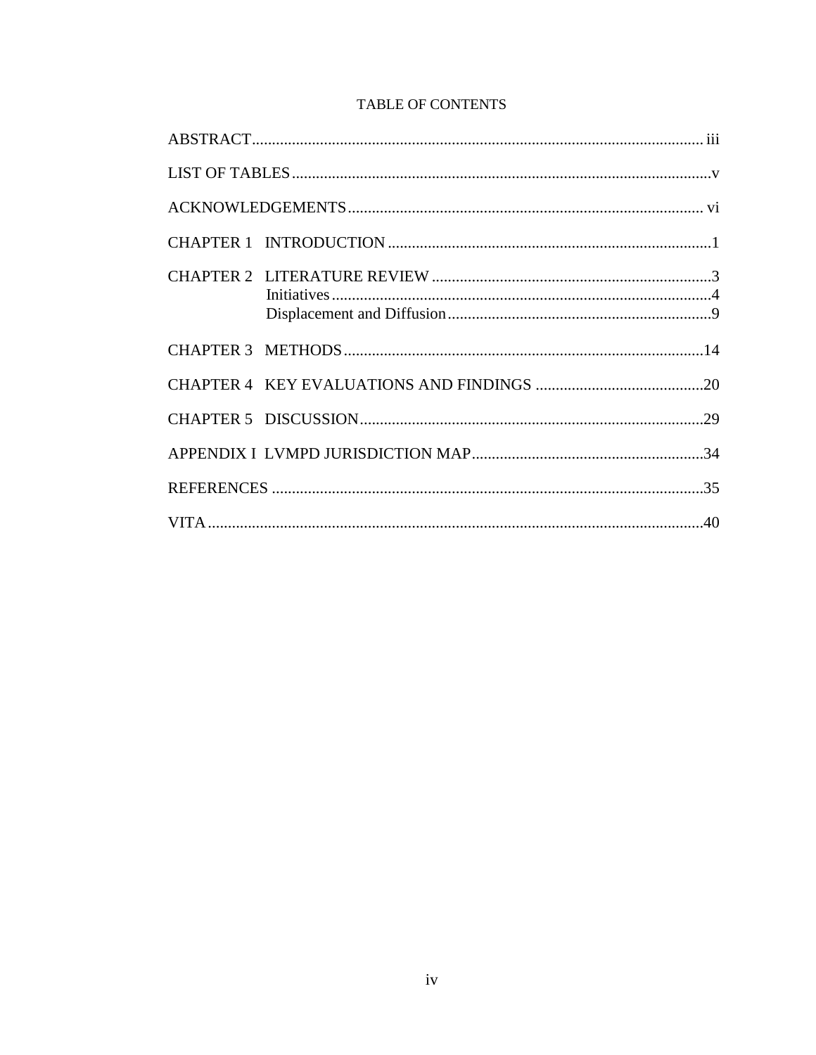# TABLE OF CONTENTS

ABSTRACT .......... iii

LIST OF TABLES .......... v

ACKNOWLEDGEMENTS .......... vi

CHAPTER 1 INTRODUCTION .......... 1

CHAPTER 2 LITERATURE REVIEW .......... 3
- Initiatives .......... 4
- Displacement and Diffusion .......... 9

CHAPTER 3 METHODS .......... 14

CHAPTER 4 KEY EVALUATIONS AND FINDINGS .......... 20

CHAPTER 5 DISCUSSION .......... 29

APPENDIX I LVMPD JURISDICTION MAP .......... 34

REFERENCES .......... 35

VITA .......... 40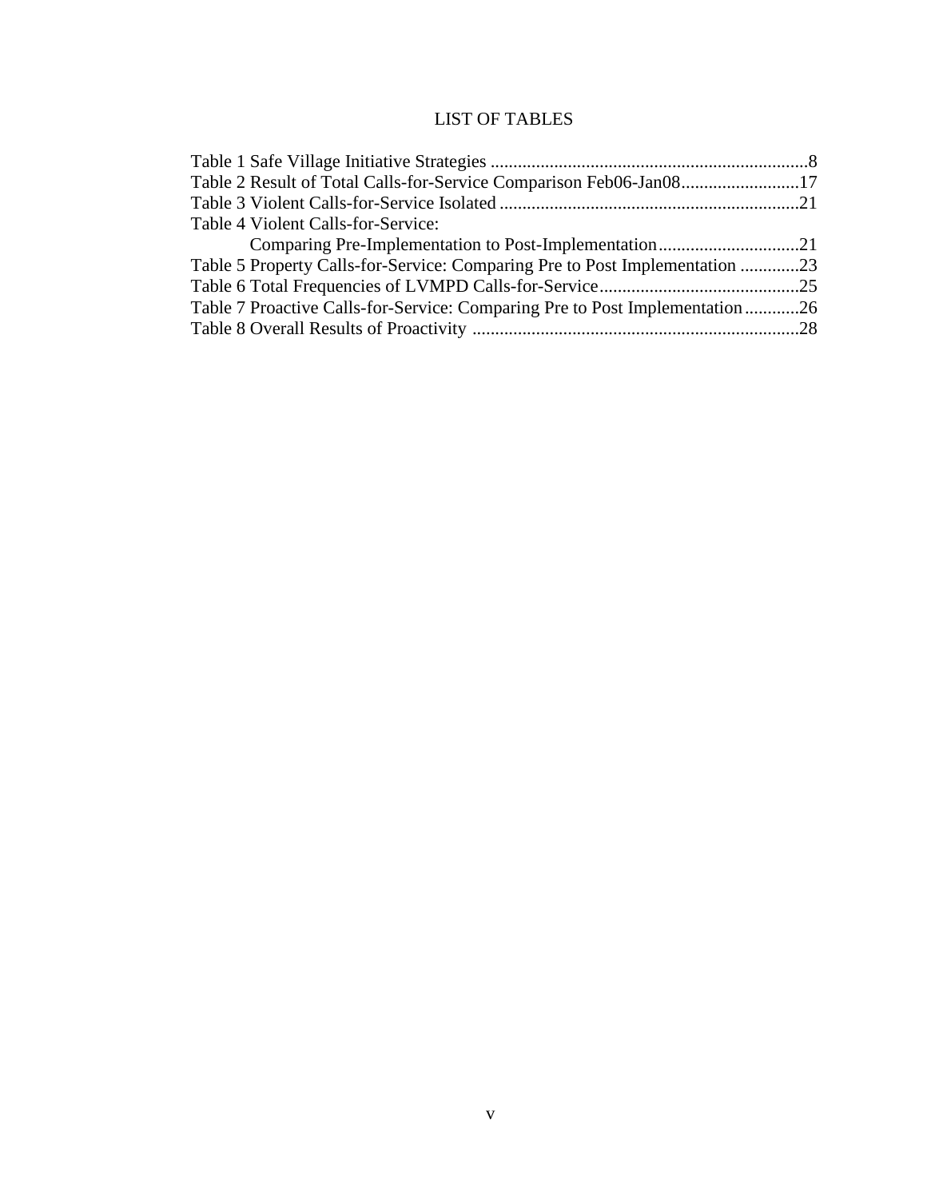# LIST OF TABLES

Table 1 Safe Village Initiative Strategies .......................................................................8
Table 2 Result of Total Calls-for-Service Comparison Feb06-Jan08..........................17
Table 3 Violent Calls-for-Service Isolated ..................................................................21
Table 4 Violent Calls-for-Service:
    Comparing Pre-Implementation to Post-Implementation...............................21
Table 5 Property Calls-for-Service: Comparing Pre to Post Implementation .............23
Table 6 Total Frequencies of LVMPD Calls-for-Service............................................25
Table 7 Proactive Calls-for-Service: Comparing Pre to Post Implementation............26
Table 8 Overall Results of Proactivity ........................................................................28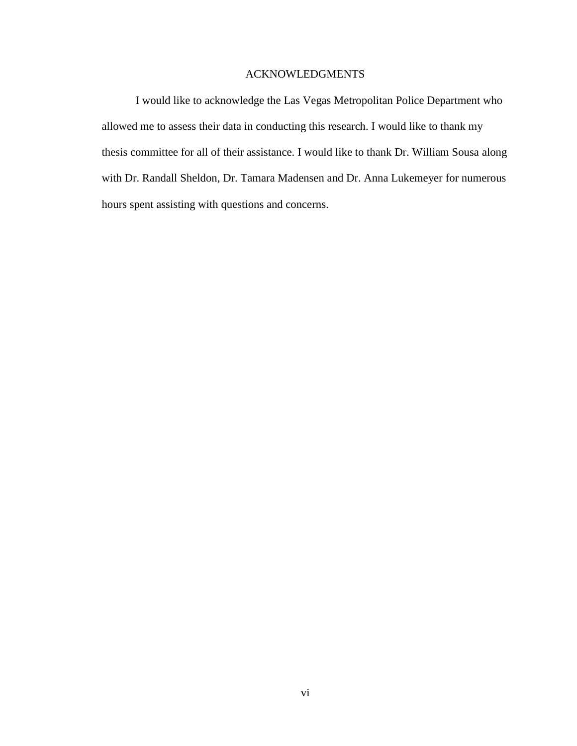# ACKNOWLEDGMENTS

I would like to acknowledge the Las Vegas Metropolitan Police Department who allowed me to assess their data in conducting this research. I would like to thank my thesis committee for all of their assistance. I would like to thank Dr. William Sousa along with Dr. Randall Sheldon, Dr. Tamara Madensen and Dr. Anna Lukemeyer for numerous hours spent assisting with questions and concerns.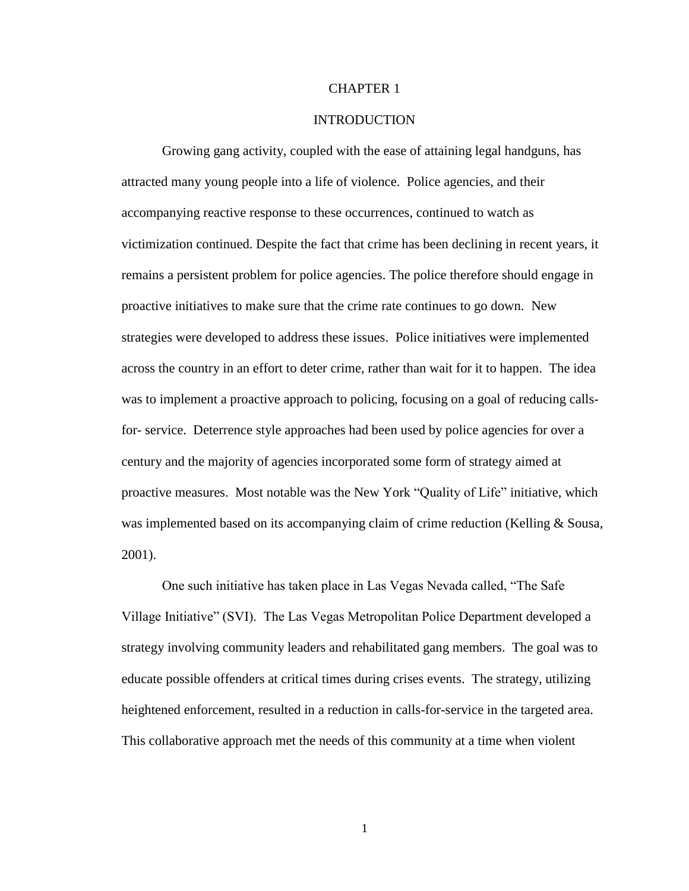# CHAPTER 1

## INTRODUCTION

Growing gang activity, coupled with the ease of attaining legal handguns, has attracted many young people into a life of violence. Police agencies, and their accompanying reactive response to these occurrences, continued to watch as victimization continued. Despite the fact that crime has been declining in recent years, it remains a persistent problem for police agencies. The police therefore should engage in proactive initiatives to make sure that the crime rate continues to go down. New strategies were developed to address these issues. Police initiatives were implemented across the country in an effort to deter crime, rather than wait for it to happen. The idea was to implement a proactive approach to policing, focusing on a goal of reducing calls-for- service. Deterrence style approaches had been used by police agencies for over a century and the majority of agencies incorporated some form of strategy aimed at proactive measures. Most notable was the New York "Quality of Life" initiative, which was implemented based on its accompanying claim of crime reduction (Kelling & Sousa, 2001).

One such initiative has taken place in Las Vegas Nevada called, "The Safe Village Initiative" (SVI). The Las Vegas Metropolitan Police Department developed a strategy involving community leaders and rehabilitated gang members. The goal was to educate possible offenders at critical times during crises events. The strategy, utilizing heightened enforcement, resulted in a reduction in calls-for-service in the targeted area. This collaborative approach met the needs of this community at a time when violent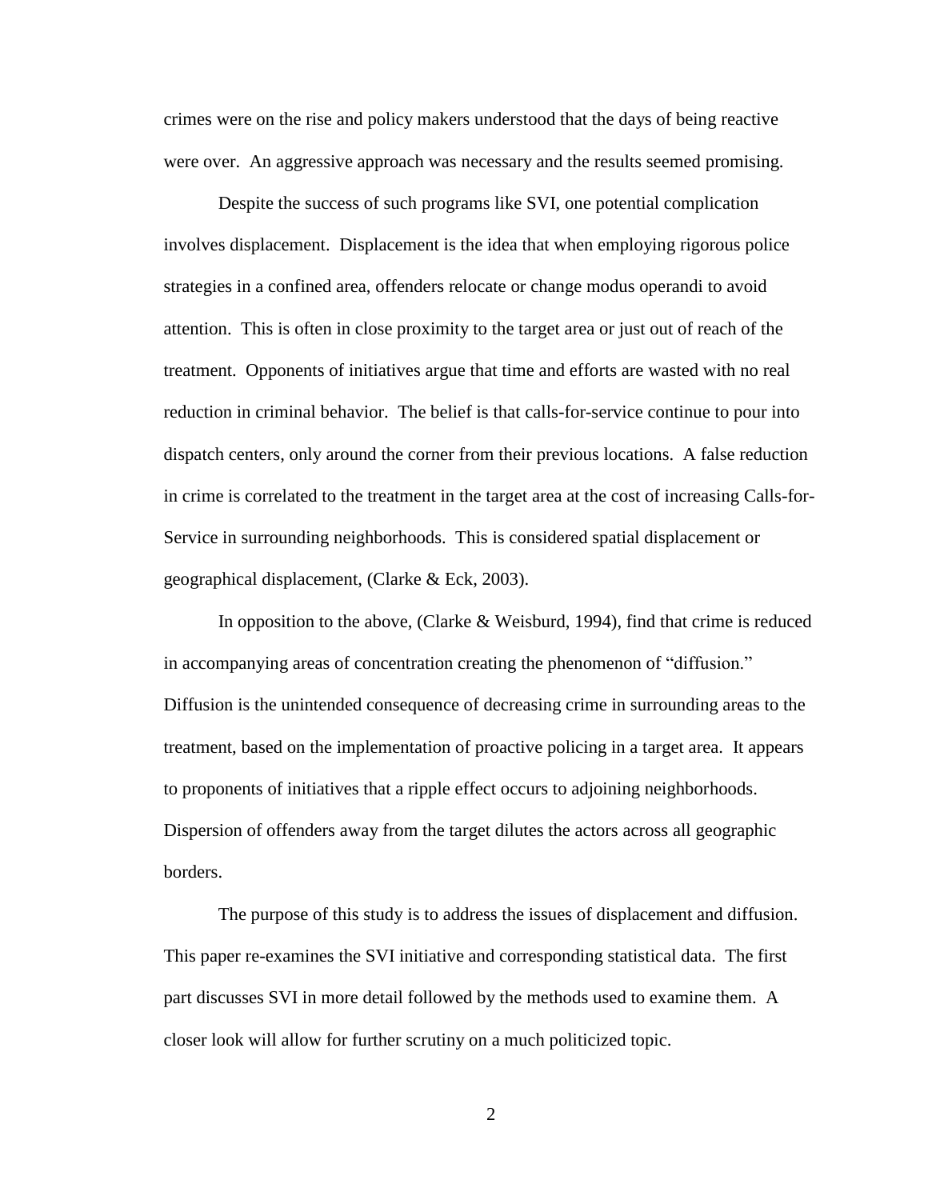crimes were on the rise and policy makers understood that the days of being reactive were over. An aggressive approach was necessary and the results seemed promising.

Despite the success of such programs like SVI, one potential complication involves displacement. Displacement is the idea that when employing rigorous police strategies in a confined area, offenders relocate or change modus operandi to avoid attention. This is often in close proximity to the target area or just out of reach of the treatment. Opponents of initiatives argue that time and efforts are wasted with no real reduction in criminal behavior. The belief is that calls-for-service continue to pour into dispatch centers, only around the corner from their previous locations. A false reduction in crime is correlated to the treatment in the target area at the cost of increasing Calls-for-Service in surrounding neighborhoods. This is considered spatial displacement or geographical displacement, (Clarke & Eck, 2003).

In opposition to the above, (Clarke & Weisburd, 1994), find that crime is reduced in accompanying areas of concentration creating the phenomenon of "diffusion." Diffusion is the unintended consequence of decreasing crime in surrounding areas to the treatment, based on the implementation of proactive policing in a target area. It appears to proponents of initiatives that a ripple effect occurs to adjoining neighborhoods. Dispersion of offenders away from the target dilutes the actors across all geographic borders.

The purpose of this study is to address the issues of displacement and diffusion. This paper re-examines the SVI initiative and corresponding statistical data. The first part discusses SVI in more detail followed by the methods used to examine them. A closer look will allow for further scrutiny on a much politicized topic.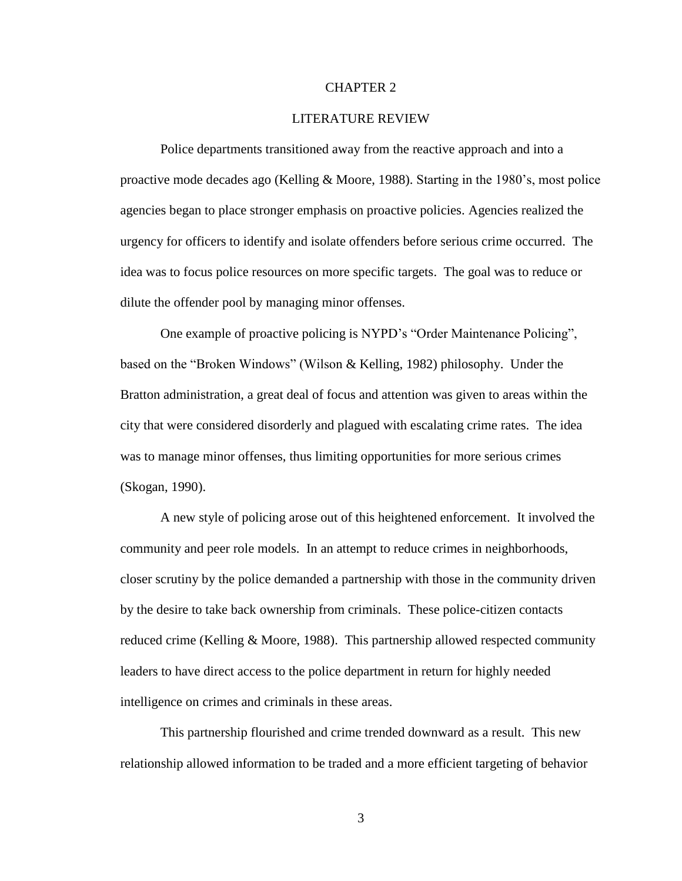# CHAPTER 2

## LITERATURE REVIEW

Police departments transitioned away from the reactive approach and into a proactive mode decades ago (Kelling & Moore, 1988). Starting in the 1980's, most police agencies began to place stronger emphasis on proactive policies. Agencies realized the urgency for officers to identify and isolate offenders before serious crime occurred. The idea was to focus police resources on more specific targets. The goal was to reduce or dilute the offender pool by managing minor offenses.

One example of proactive policing is NYPD's "Order Maintenance Policing", based on the "Broken Windows" (Wilson & Kelling, 1982) philosophy. Under the Bratton administration, a great deal of focus and attention was given to areas within the city that were considered disorderly and plagued with escalating crime rates. The idea was to manage minor offenses, thus limiting opportunities for more serious crimes (Skogan, 1990).

A new style of policing arose out of this heightened enforcement. It involved the community and peer role models. In an attempt to reduce crimes in neighborhoods, closer scrutiny by the police demanded a partnership with those in the community driven by the desire to take back ownership from criminals. These police-citizen contacts reduced crime (Kelling & Moore, 1988). This partnership allowed respected community leaders to have direct access to the police department in return for highly needed intelligence on crimes and criminals in these areas.

This partnership flourished and crime trended downward as a result. This new relationship allowed information to be traded and a more efficient targeting of behavior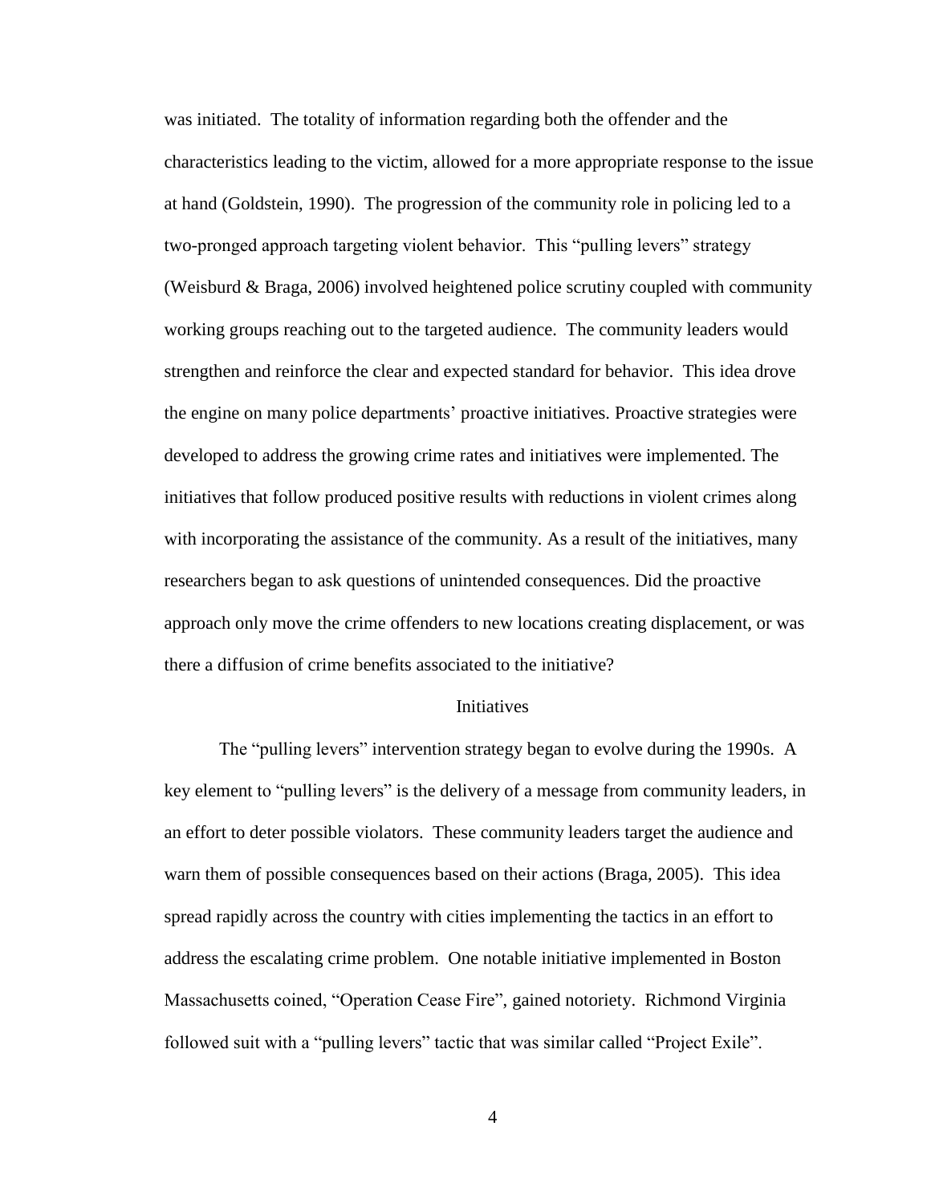was initiated. The totality of information regarding both the offender and the characteristics leading to the victim, allowed for a more appropriate response to the issue at hand (Goldstein, 1990). The progression of the community role in policing led to a two-pronged approach targeting violent behavior. This "pulling levers" strategy (Weisburd & Braga, 2006) involved heightened police scrutiny coupled with community working groups reaching out to the targeted audience. The community leaders would strengthen and reinforce the clear and expected standard for behavior. This idea drove the engine on many police departments' proactive initiatives. Proactive strategies were developed to address the growing crime rates and initiatives were implemented. The initiatives that follow produced positive results with reductions in violent crimes along with incorporating the assistance of the community. As a result of the initiatives, many researchers began to ask questions of unintended consequences. Did the proactive approach only move the crime offenders to new locations creating displacement, or was there a diffusion of crime benefits associated to the initiative?

## Initiatives

The "pulling levers" intervention strategy began to evolve during the 1990s. A key element to "pulling levers" is the delivery of a message from community leaders, in an effort to deter possible violators. These community leaders target the audience and warn them of possible consequences based on their actions (Braga, 2005). This idea spread rapidly across the country with cities implementing the tactics in an effort to address the escalating crime problem. One notable initiative implemented in Boston Massachusetts coined, "Operation Cease Fire", gained notoriety. Richmond Virginia followed suit with a "pulling levers" tactic that was similar called "Project Exile".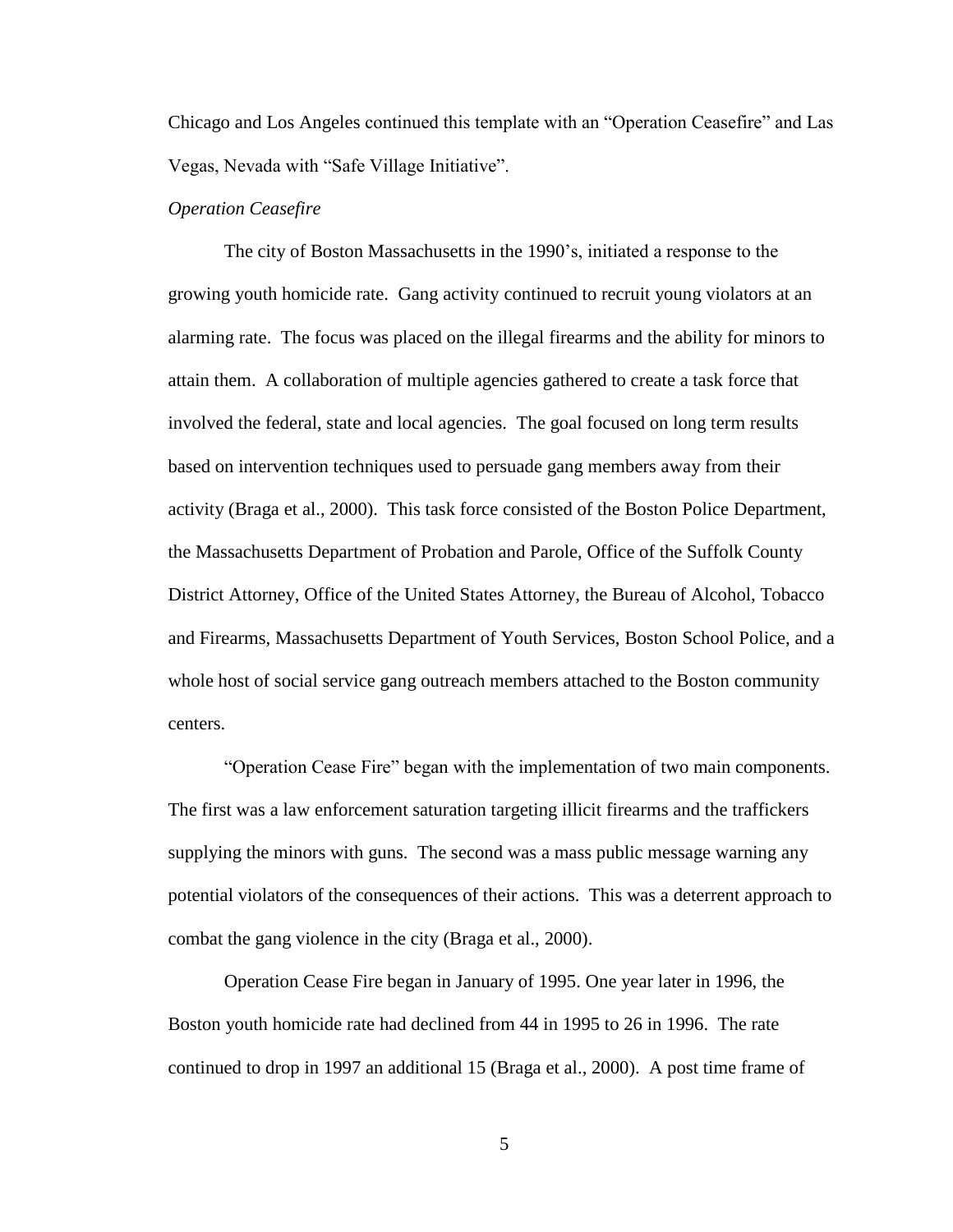Chicago and Los Angeles continued this template with an "Operation Ceasefire" and Las Vegas, Nevada with "Safe Village Initiative".

*Operation Ceasefire*

The city of Boston Massachusetts in the 1990's, initiated a response to the growing youth homicide rate. Gang activity continued to recruit young violators at an alarming rate. The focus was placed on the illegal firearms and the ability for minors to attain them. A collaboration of multiple agencies gathered to create a task force that involved the federal, state and local agencies. The goal focused on long term results based on intervention techniques used to persuade gang members away from their activity (Braga et al., 2000). This task force consisted of the Boston Police Department, the Massachusetts Department of Probation and Parole, Office of the Suffolk County District Attorney, Office of the United States Attorney, the Bureau of Alcohol, Tobacco and Firearms, Massachusetts Department of Youth Services, Boston School Police, and a whole host of social service gang outreach members attached to the Boston community centers.

"Operation Cease Fire" began with the implementation of two main components. The first was a law enforcement saturation targeting illicit firearms and the traffickers supplying the minors with guns. The second was a mass public message warning any potential violators of the consequences of their actions. This was a deterrent approach to combat the gang violence in the city (Braga et al., 2000).

Operation Cease Fire began in January of 1995. One year later in 1996, the Boston youth homicide rate had declined from 44 in 1995 to 26 in 1996. The rate continued to drop in 1997 an additional 15 (Braga et al., 2000). A post time frame of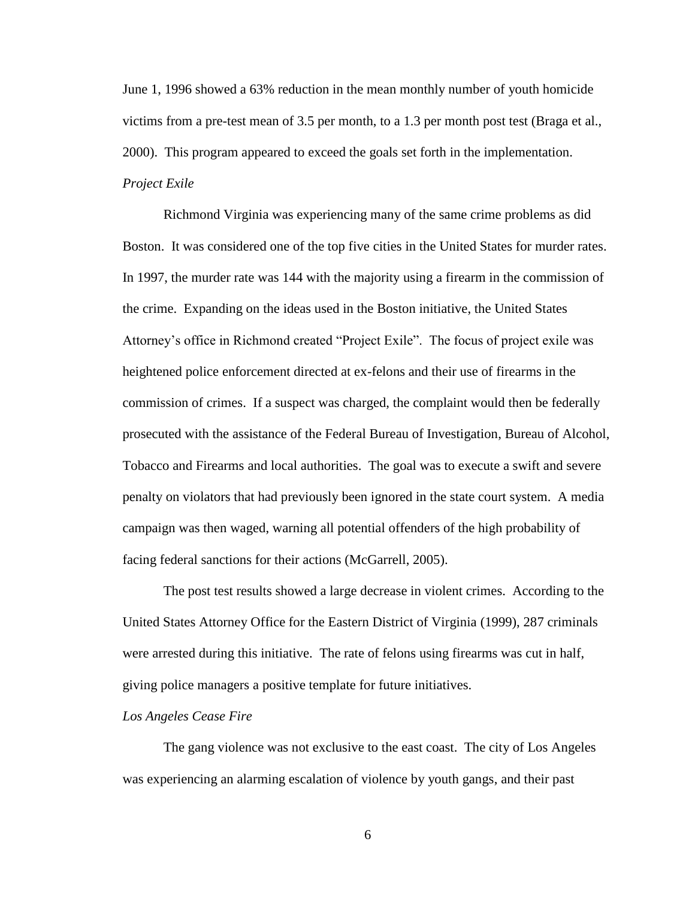June 1, 1996 showed a 63% reduction in the mean monthly number of youth homicide victims from a pre-test mean of 3.5 per month, to a 1.3 per month post test (Braga et al., 2000). This program appeared to exceed the goals set forth in the implementation.

### *Project Exile*

Richmond Virginia was experiencing many of the same crime problems as did Boston. It was considered one of the top five cities in the United States for murder rates. In 1997, the murder rate was 144 with the majority using a firearm in the commission of the crime. Expanding on the ideas used in the Boston initiative, the United States Attorney's office in Richmond created "Project Exile". The focus of project exile was heightened police enforcement directed at ex-felons and their use of firearms in the commission of crimes. If a suspect was charged, the complaint would then be federally prosecuted with the assistance of the Federal Bureau of Investigation, Bureau of Alcohol, Tobacco and Firearms and local authorities. The goal was to execute a swift and severe penalty on violators that had previously been ignored in the state court system. A media campaign was then waged, warning all potential offenders of the high probability of facing federal sanctions for their actions (McGarrell, 2005).

The post test results showed a large decrease in violent crimes. According to the United States Attorney Office for the Eastern District of Virginia (1999), 287 criminals were arrested during this initiative. The rate of felons using firearms was cut in half, giving police managers a positive template for future initiatives.

### *Los Angeles Cease Fire*

The gang violence was not exclusive to the east coast. The city of Los Angeles was experiencing an alarming escalation of violence by youth gangs, and their past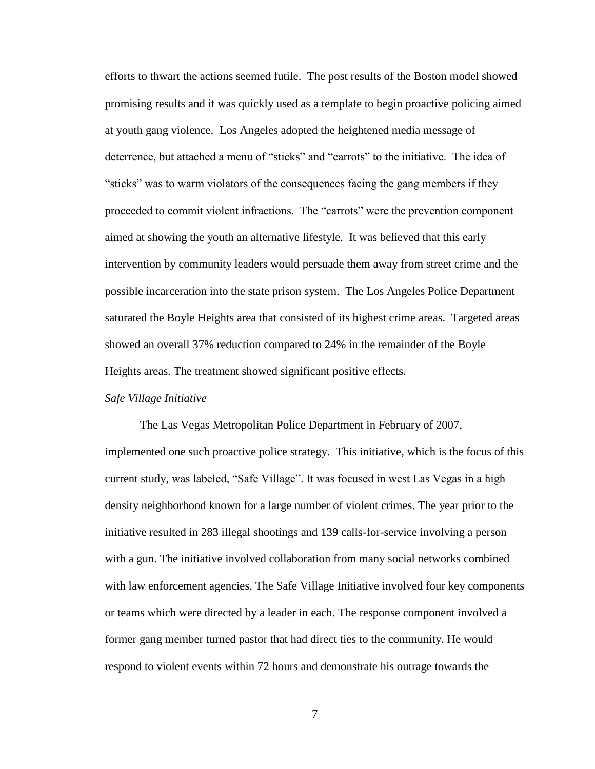efforts to thwart the actions seemed futile. The post results of the Boston model showed promising results and it was quickly used as a template to begin proactive policing aimed at youth gang violence. Los Angeles adopted the heightened media message of deterrence, but attached a menu of "sticks" and "carrots" to the initiative. The idea of "sticks" was to warm violators of the consequences facing the gang members if they proceeded to commit violent infractions. The "carrots" were the prevention component aimed at showing the youth an alternative lifestyle. It was believed that this early intervention by community leaders would persuade them away from street crime and the possible incarceration into the state prison system. The Los Angeles Police Department saturated the Boyle Heights area that consisted of its highest crime areas. Targeted areas showed an overall 37% reduction compared to 24% in the remainder of the Boyle Heights areas. The treatment showed significant positive effects.

*Safe Village Initiative*

The Las Vegas Metropolitan Police Department in February of 2007, implemented one such proactive police strategy. This initiative, which is the focus of this current study, was labeled, "Safe Village". It was focused in west Las Vegas in a high density neighborhood known for a large number of violent crimes. The year prior to the initiative resulted in 283 illegal shootings and 139 calls-for-service involving a person with a gun. The initiative involved collaboration from many social networks combined with law enforcement agencies. The Safe Village Initiative involved four key components or teams which were directed by a leader in each. The response component involved a former gang member turned pastor that had direct ties to the community. He would respond to violent events within 72 hours and demonstrate his outrage towards the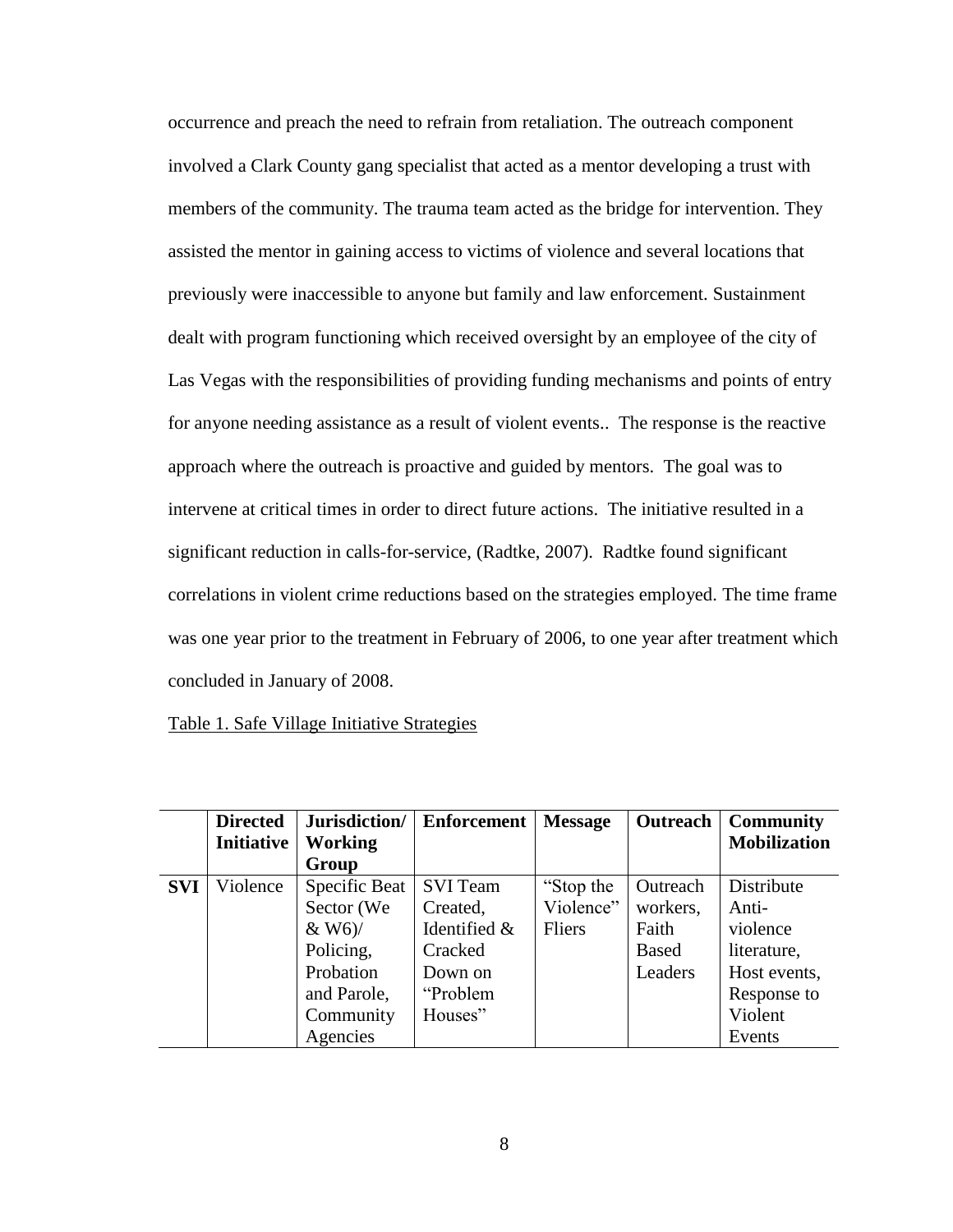occurrence and preach the need to refrain from retaliation. The outreach component involved a Clark County gang specialist that acted as a mentor developing a trust with members of the community. The trauma team acted as the bridge for intervention. They assisted the mentor in gaining access to victims of violence and several locations that previously were inaccessible to anyone but family and law enforcement. Sustainment dealt with program functioning which received oversight by an employee of the city of Las Vegas with the responsibilities of providing funding mechanisms and points of entry for anyone needing assistance as a result of violent events.. The response is the reactive approach where the outreach is proactive and guided by mentors. The goal was to intervene at critical times in order to direct future actions. The initiative resulted in a significant reduction in calls-for-service, (Radtke, 2007). Radtke found significant correlations in violent crime reductions based on the strategies employed. The time frame was one year prior to the treatment in February of 2006, to one year after treatment which concluded in January of 2008.

Table 1. Safe Village Initiative Strategies

| | **Directed Initiative** | **Jurisdiction/ Working Group** | **Enforcement** | **Message** | **Outreach** | **Community Mobilization** |
|---|---|---|---|---|---|---|
| **SVI** | Violence | Specific Beat Sector (We & W6)/ Policing, Probation and Parole, Community Agencies | SVI Team Created, Identified & Cracked Down on "Problem Houses" | "Stop the Violence" Fliers | Outreach workers, Faith Based Leaders | Distribute Anti-violence literature, Host events, Response to Violent Events |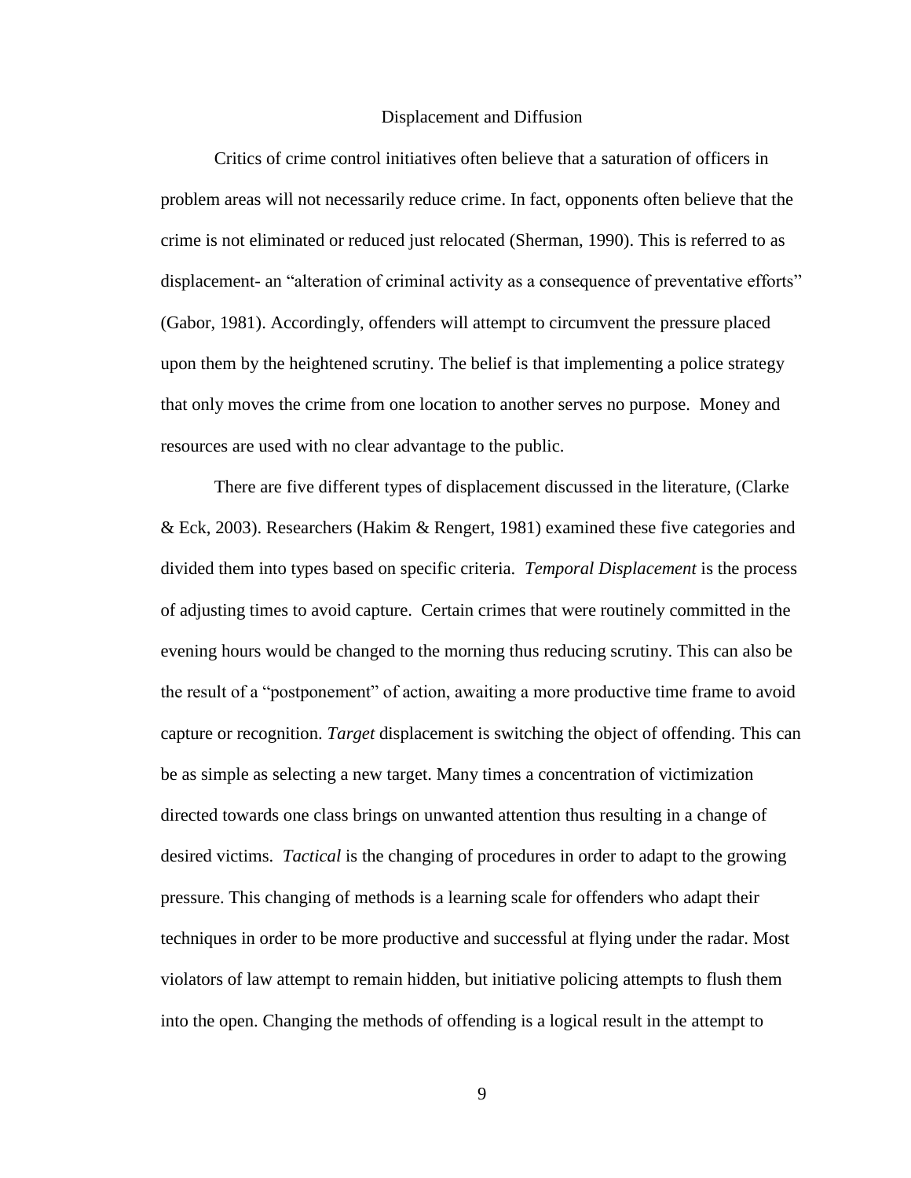## Displacement and Diffusion

Critics of crime control initiatives often believe that a saturation of officers in problem areas will not necessarily reduce crime. In fact, opponents often believe that the crime is not eliminated or reduced just relocated (Sherman, 1990). This is referred to as displacement- an “alteration of criminal activity as a consequence of preventative efforts” (Gabor, 1981). Accordingly, offenders will attempt to circumvent the pressure placed upon them by the heightened scrutiny. The belief is that implementing a police strategy that only moves the crime from one location to another serves no purpose. Money and resources are used with no clear advantage to the public.

There are five different types of displacement discussed in the literature, (Clarke & Eck, 2003). Researchers (Hakim & Rengert, 1981) examined these five categories and divided them into types based on specific criteria. *Temporal Displacement* is the process of adjusting times to avoid capture. Certain crimes that were routinely committed in the evening hours would be changed to the morning thus reducing scrutiny. This can also be the result of a “postponement” of action, awaiting a more productive time frame to avoid capture or recognition. *Target* displacement is switching the object of offending. This can be as simple as selecting a new target. Many times a concentration of victimization directed towards one class brings on unwanted attention thus resulting in a change of desired victims. *Tactical* is the changing of procedures in order to adapt to the growing pressure. This changing of methods is a learning scale for offenders who adapt their techniques in order to be more productive and successful at flying under the radar. Most violators of law attempt to remain hidden, but initiative policing attempts to flush them into the open. Changing the methods of offending is a logical result in the attempt to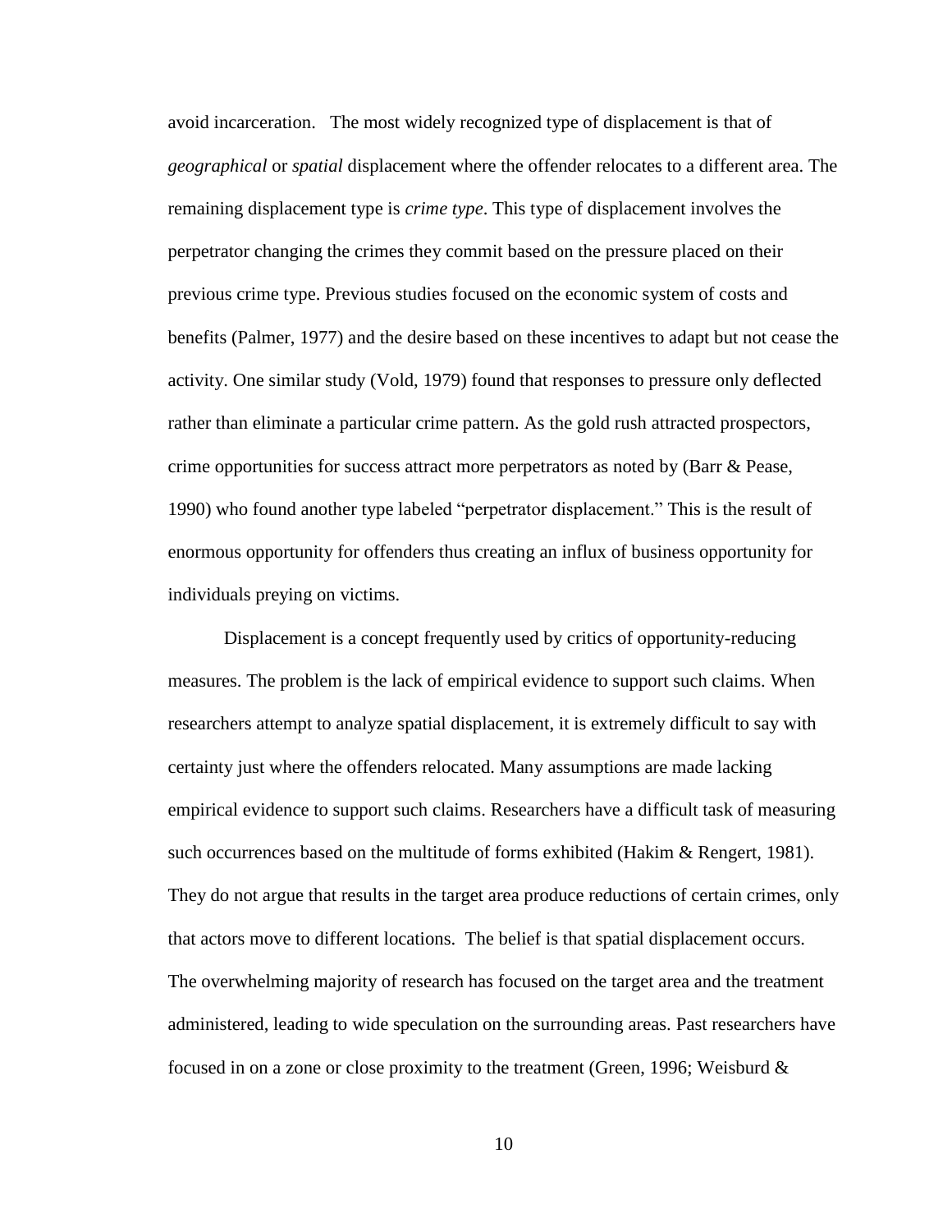avoid incarceration. The most widely recognized type of displacement is that of *geographical* or *spatial* displacement where the offender relocates to a different area. The remaining displacement type is *crime type*. This type of displacement involves the perpetrator changing the crimes they commit based on the pressure placed on their previous crime type. Previous studies focused on the economic system of costs and benefits (Palmer, 1977) and the desire based on these incentives to adapt but not cease the activity. One similar study (Vold, 1979) found that responses to pressure only deflected rather than eliminate a particular crime pattern. As the gold rush attracted prospectors, crime opportunities for success attract more perpetrators as noted by (Barr & Pease, 1990) who found another type labeled "perpetrator displacement." This is the result of enormous opportunity for offenders thus creating an influx of business opportunity for individuals preying on victims.

Displacement is a concept frequently used by critics of opportunity-reducing measures. The problem is the lack of empirical evidence to support such claims. When researchers attempt to analyze spatial displacement, it is extremely difficult to say with certainty just where the offenders relocated. Many assumptions are made lacking empirical evidence to support such claims. Researchers have a difficult task of measuring such occurrences based on the multitude of forms exhibited (Hakim & Rengert, 1981). They do not argue that results in the target area produce reductions of certain crimes, only that actors move to different locations. The belief is that spatial displacement occurs. The overwhelming majority of research has focused on the target area and the treatment administered, leading to wide speculation on the surrounding areas. Past researchers have focused in on a zone or close proximity to the treatment (Green, 1996; Weisburd &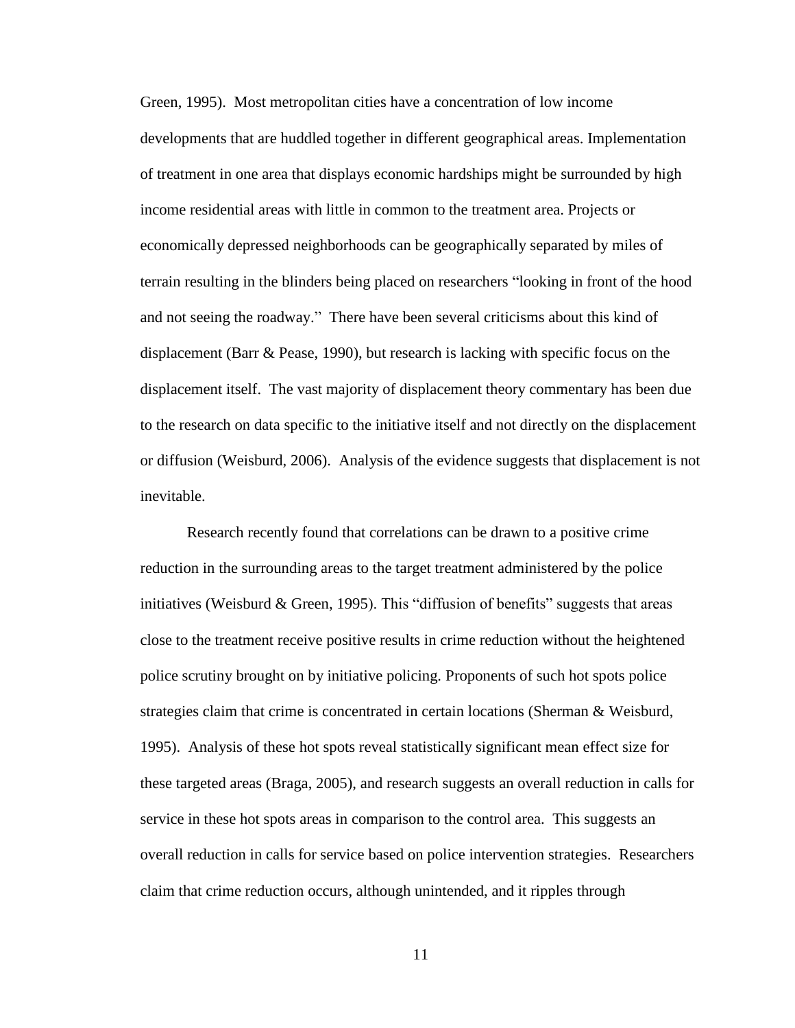Green, 1995). Most metropolitan cities have a concentration of low income developments that are huddled together in different geographical areas. Implementation of treatment in one area that displays economic hardships might be surrounded by high income residential areas with little in common to the treatment area. Projects or economically depressed neighborhoods can be geographically separated by miles of terrain resulting in the blinders being placed on researchers "looking in front of the hood and not seeing the roadway." There have been several criticisms about this kind of displacement (Barr & Pease, 1990), but research is lacking with specific focus on the displacement itself. The vast majority of displacement theory commentary has been due to the research on data specific to the initiative itself and not directly on the displacement or diffusion (Weisburd, 2006). Analysis of the evidence suggests that displacement is not inevitable.

Research recently found that correlations can be drawn to a positive crime reduction in the surrounding areas to the target treatment administered by the police initiatives (Weisburd & Green, 1995). This "diffusion of benefits" suggests that areas close to the treatment receive positive results in crime reduction without the heightened police scrutiny brought on by initiative policing. Proponents of such hot spots police strategies claim that crime is concentrated in certain locations (Sherman & Weisburd, 1995). Analysis of these hot spots reveal statistically significant mean effect size for these targeted areas (Braga, 2005), and research suggests an overall reduction in calls for service in these hot spots areas in comparison to the control area. This suggests an overall reduction in calls for service based on police intervention strategies. Researchers claim that crime reduction occurs, although unintended, and it ripples through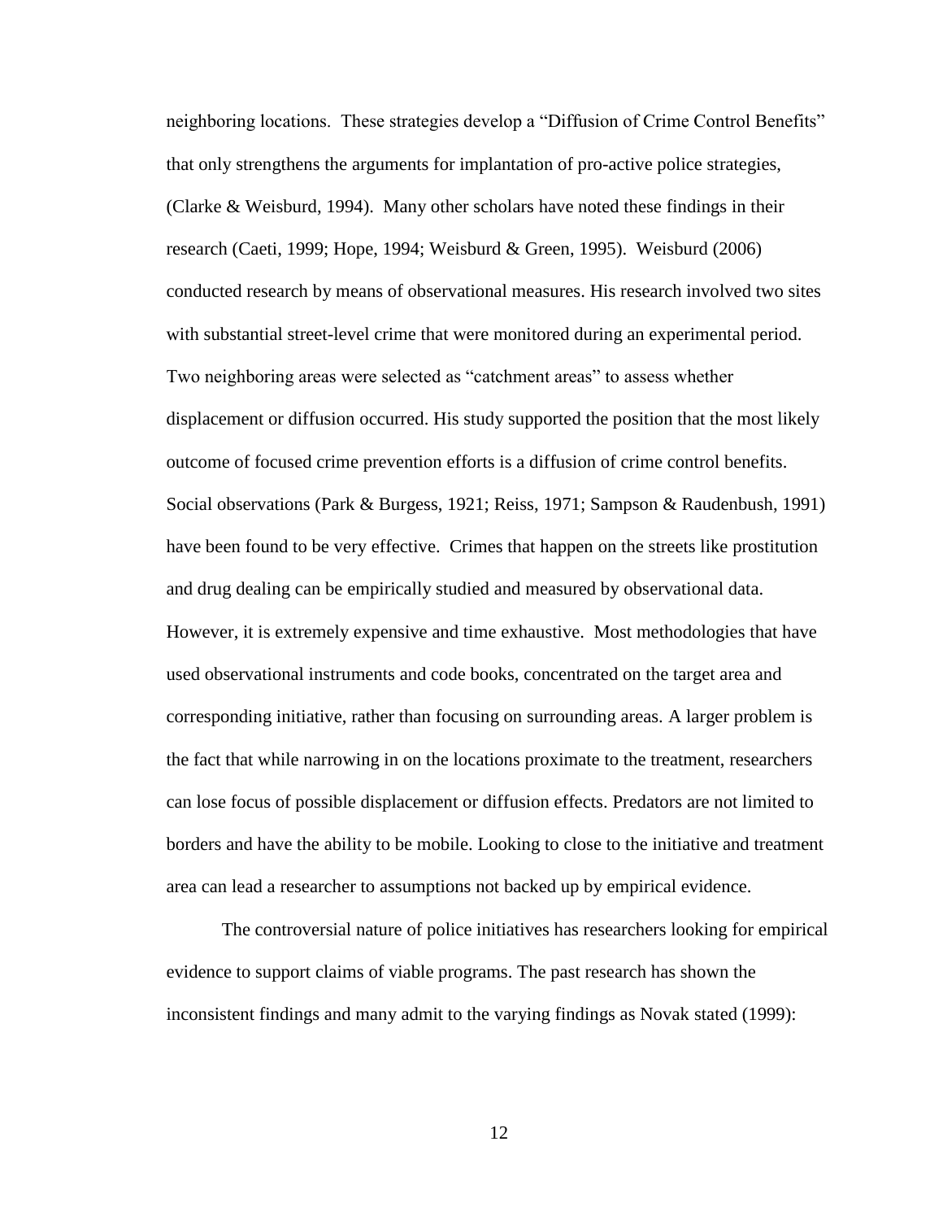neighboring locations. These strategies develop a "Diffusion of Crime Control Benefits" that only strengthens the arguments for implantation of pro-active police strategies, (Clarke & Weisburd, 1994). Many other scholars have noted these findings in their research (Caeti, 1999; Hope, 1994; Weisburd & Green, 1995). Weisburd (2006) conducted research by means of observational measures. His research involved two sites with substantial street-level crime that were monitored during an experimental period. Two neighboring areas were selected as "catchment areas" to assess whether displacement or diffusion occurred. His study supported the position that the most likely outcome of focused crime prevention efforts is a diffusion of crime control benefits. Social observations (Park & Burgess, 1921; Reiss, 1971; Sampson & Raudenbush, 1991) have been found to be very effective. Crimes that happen on the streets like prostitution and drug dealing can be empirically studied and measured by observational data. However, it is extremely expensive and time exhaustive. Most methodologies that have used observational instruments and code books, concentrated on the target area and corresponding initiative, rather than focusing on surrounding areas. A larger problem is the fact that while narrowing in on the locations proximate to the treatment, researchers can lose focus of possible displacement or diffusion effects. Predators are not limited to borders and have the ability to be mobile. Looking to close to the initiative and treatment area can lead a researcher to assumptions not backed up by empirical evidence.

The controversial nature of police initiatives has researchers looking for empirical evidence to support claims of viable programs. The past research has shown the inconsistent findings and many admit to the varying findings as Novak stated (1999):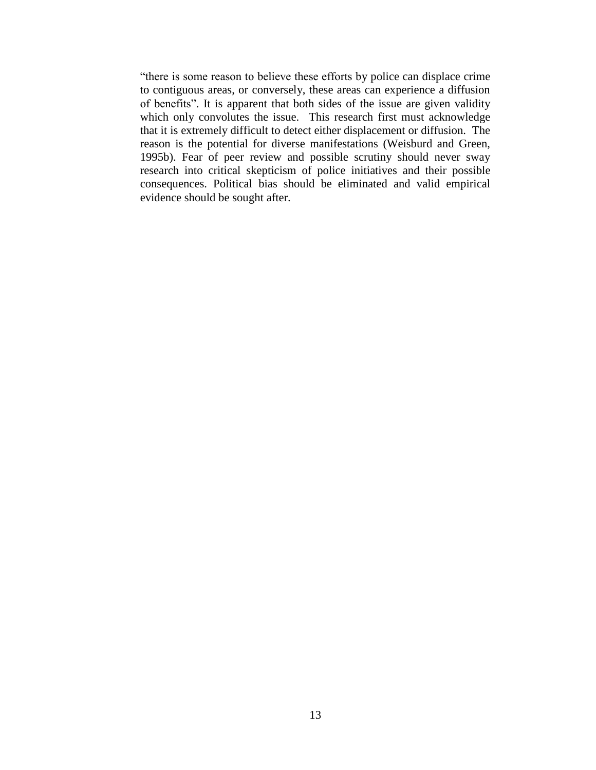“there is some reason to believe these efforts by police can displace crime to contiguous areas, or conversely, these areas can experience a diffusion of benefits”. It is apparent that both sides of the issue are given validity which only convolutes the issue. This research first must acknowledge that it is extremely difficult to detect either displacement or diffusion. The reason is the potential for diverse manifestations (Weisburd and Green, 1995b). Fear of peer review and possible scrutiny should never sway research into critical skepticism of police initiatives and their possible consequences. Political bias should be eliminated and valid empirical evidence should be sought after.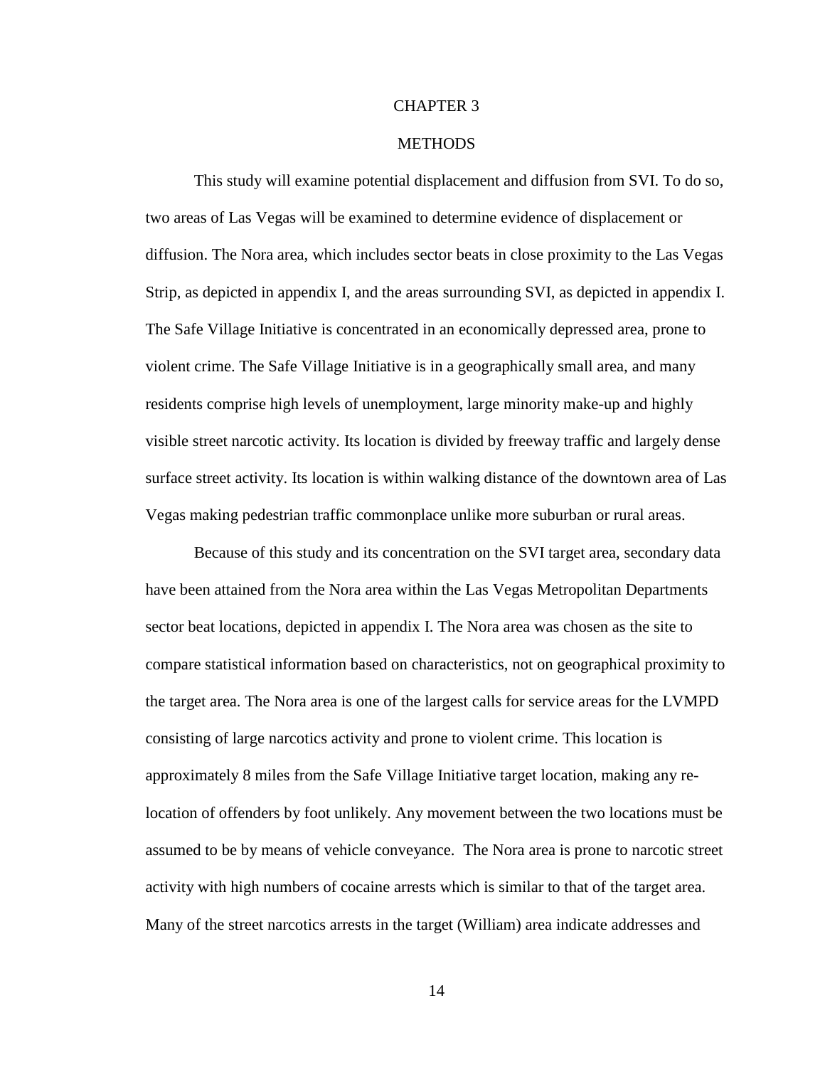# CHAPTER 3

## METHODS

This study will examine potential displacement and diffusion from SVI. To do so, two areas of Las Vegas will be examined to determine evidence of displacement or diffusion. The Nora area, which includes sector beats in close proximity to the Las Vegas Strip, as depicted in appendix I, and the areas surrounding SVI, as depicted in appendix I. The Safe Village Initiative is concentrated in an economically depressed area, prone to violent crime. The Safe Village Initiative is in a geographically small area, and many residents comprise high levels of unemployment, large minority make-up and highly visible street narcotic activity. Its location is divided by freeway traffic and largely dense surface street activity. Its location is within walking distance of the downtown area of Las Vegas making pedestrian traffic commonplace unlike more suburban or rural areas.

Because of this study and its concentration on the SVI target area, secondary data have been attained from the Nora area within the Las Vegas Metropolitan Departments sector beat locations, depicted in appendix I. The Nora area was chosen as the site to compare statistical information based on characteristics, not on geographical proximity to the target area. The Nora area is one of the largest calls for service areas for the LVMPD consisting of large narcotics activity and prone to violent crime. This location is approximately 8 miles from the Safe Village Initiative target location, making any re-location of offenders by foot unlikely. Any movement between the two locations must be assumed to be by means of vehicle conveyance. The Nora area is prone to narcotic street activity with high numbers of cocaine arrests which is similar to that of the target area. Many of the street narcotics arrests in the target (William) area indicate addresses and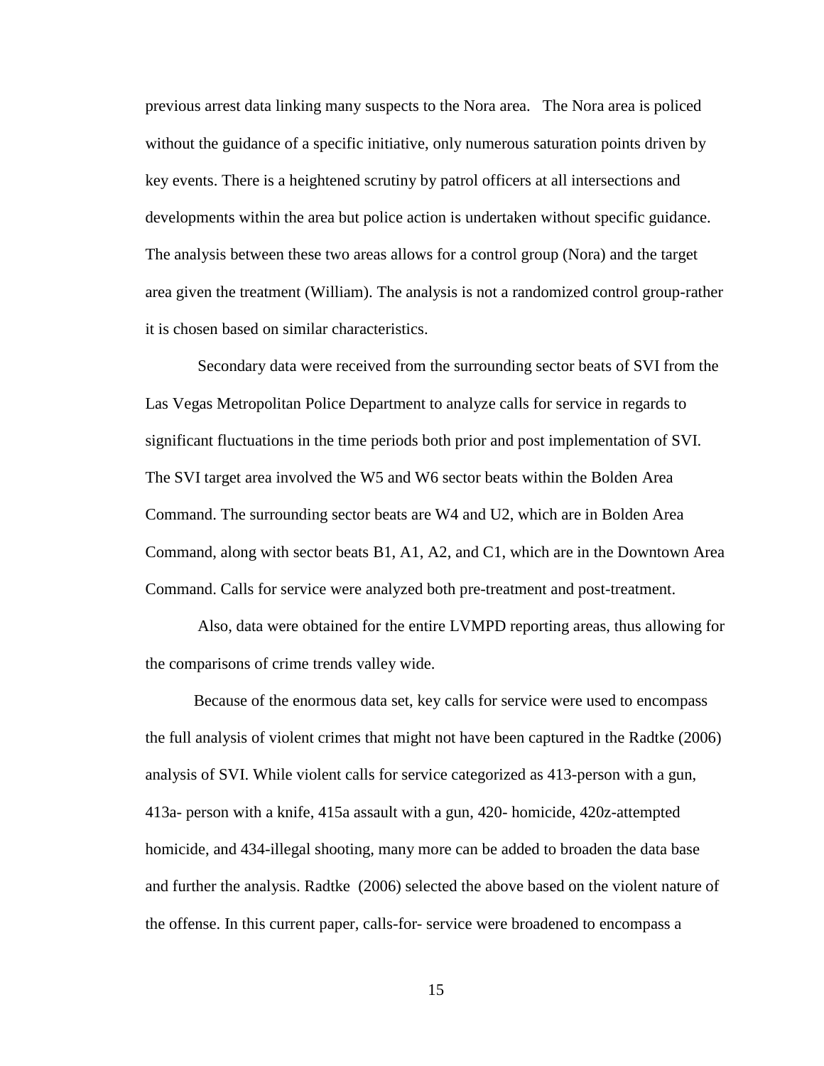previous arrest data linking many suspects to the Nora area.  The Nora area is policed without the guidance of a specific initiative, only numerous saturation points driven by key events. There is a heightened scrutiny by patrol officers at all intersections and developments within the area but police action is undertaken without specific guidance. The analysis between these two areas allows for a control group (Nora) and the target area given the treatment (William). The analysis is not a randomized control group-rather it is chosen based on similar characteristics.

Secondary data were received from the surrounding sector beats of SVI from the Las Vegas Metropolitan Police Department to analyze calls for service in regards to significant fluctuations in the time periods both prior and post implementation of SVI. The SVI target area involved the W5 and W6 sector beats within the Bolden Area Command. The surrounding sector beats are W4 and U2, which are in Bolden Area Command, along with sector beats B1, A1, A2, and C1, which are in the Downtown Area Command. Calls for service were analyzed both pre-treatment and post-treatment.

Also, data were obtained for the entire LVMPD reporting areas, thus allowing for the comparisons of crime trends valley wide.

Because of the enormous data set, key calls for service were used to encompass the full analysis of violent crimes that might not have been captured in the Radtke (2006) analysis of SVI. While violent calls for service categorized as 413-person with a gun, 413a- person with a knife, 415a assault with a gun, 420- homicide, 420z-attempted homicide, and 434-illegal shooting, many more can be added to broaden the data base and further the analysis. Radtke (2006) selected the above based on the violent nature of the offense. In this current paper, calls-for- service were broadened to encompass a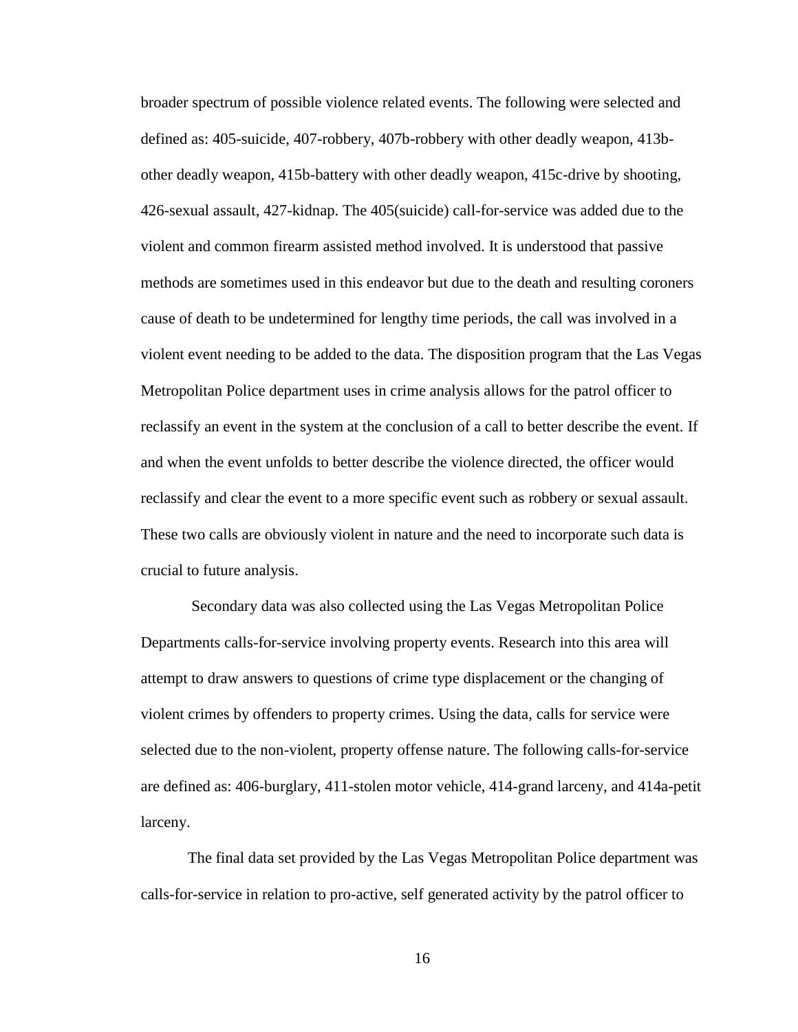broader spectrum of possible violence related events. The following were selected and defined as: 405-suicide, 407-robbery, 407b-robbery with other deadly weapon, 413b-other deadly weapon, 415b-battery with other deadly weapon, 415c-drive by shooting, 426-sexual assault, 427-kidnap. The 405(suicide) call-for-service was added due to the violent and common firearm assisted method involved. It is understood that passive methods are sometimes used in this endeavor but due to the death and resulting coroners cause of death to be undetermined for lengthy time periods, the call was involved in a violent event needing to be added to the data. The disposition program that the Las Vegas Metropolitan Police department uses in crime analysis allows for the patrol officer to reclassify an event in the system at the conclusion of a call to better describe the event. If and when the event unfolds to better describe the violence directed, the officer would reclassify and clear the event to a more specific event such as robbery or sexual assault. These two calls are obviously violent in nature and the need to incorporate such data is crucial to future analysis.

Secondary data was also collected using the Las Vegas Metropolitan Police Departments calls-for-service involving property events. Research into this area will attempt to draw answers to questions of crime type displacement or the changing of violent crimes by offenders to property crimes. Using the data, calls for service were selected due to the non-violent, property offense nature. The following calls-for-service are defined as: 406-burglary, 411-stolen motor vehicle, 414-grand larceny, and 414a-petit larceny.

The final data set provided by the Las Vegas Metropolitan Police department was calls-for-service in relation to pro-active, self generated activity by the patrol officer to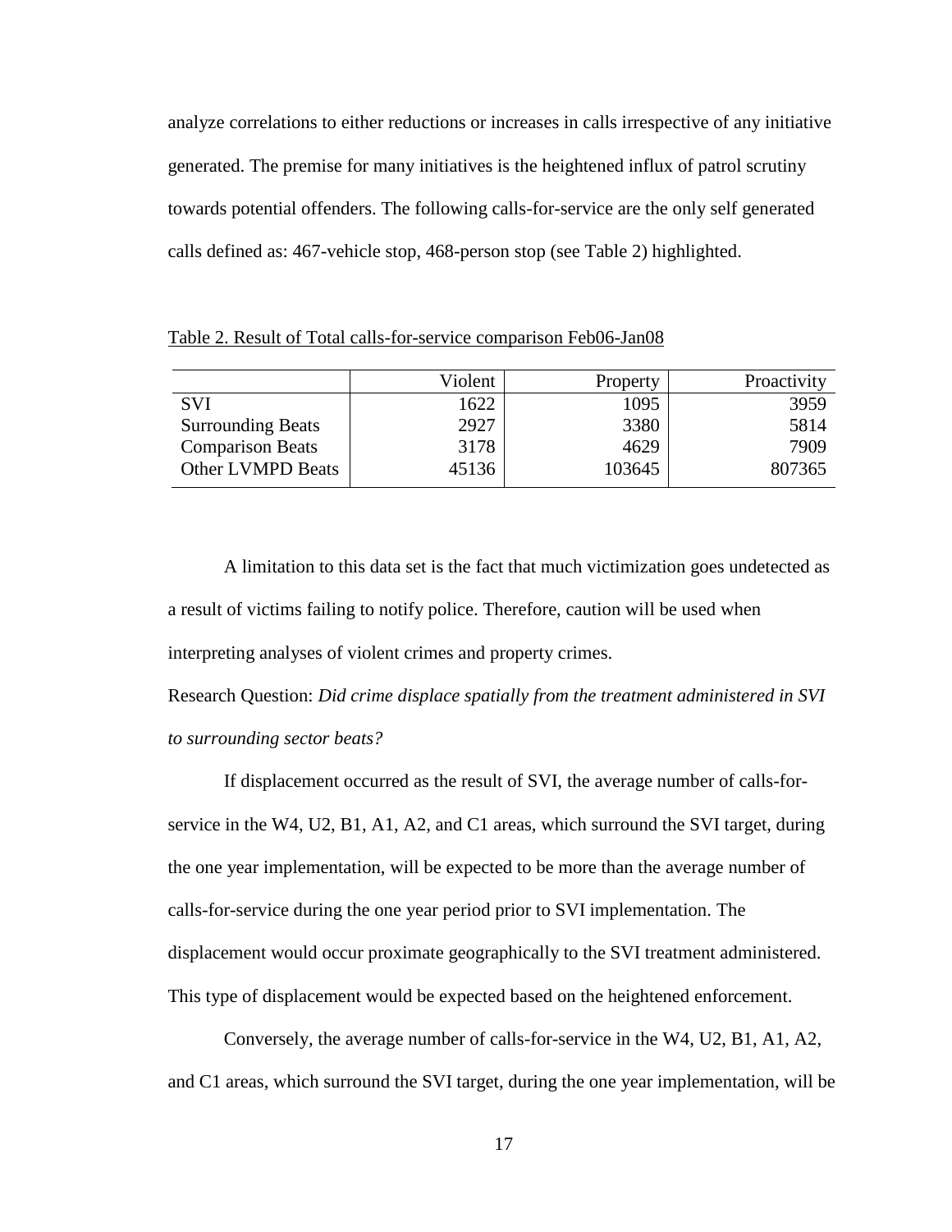analyze correlations to either reductions or increases in calls irrespective of any initiative generated. The premise for many initiatives is the heightened influx of patrol scrutiny towards potential offenders. The following calls-for-service are the only self generated calls defined as: 467-vehicle stop, 468-person stop (see Table 2) highlighted.

Table 2. Result of Total calls-for-service comparison Feb06-Jan08

| | Violent | Property | Proactivity |
|---|---|---|---|
| SVI | 1622 | 1095 | 3959 |
| Surrounding Beats | 2927 | 3380 | 5814 |
| Comparison Beats | 3178 | 4629 | 7909 |
| Other LVMPD Beats | 45136 | 103645 | 807365 |

A limitation to this data set is the fact that much victimization goes undetected as a result of victims failing to notify police. Therefore, caution will be used when interpreting analyses of violent crimes and property crimes.

Research Question: *Did crime displace spatially from the treatment administered in SVI to surrounding sector beats?*

If displacement occurred as the result of SVI, the average number of calls-for-service in the W4, U2, B1, A1, A2, and C1 areas, which surround the SVI target, during the one year implementation, will be expected to be more than the average number of calls-for-service during the one year period prior to SVI implementation. The displacement would occur proximate geographically to the SVI treatment administered. This type of displacement would be expected based on the heightened enforcement.

Conversely, the average number of calls-for-service in the W4, U2, B1, A1, A2, and C1 areas, which surround the SVI target, during the one year implementation, will be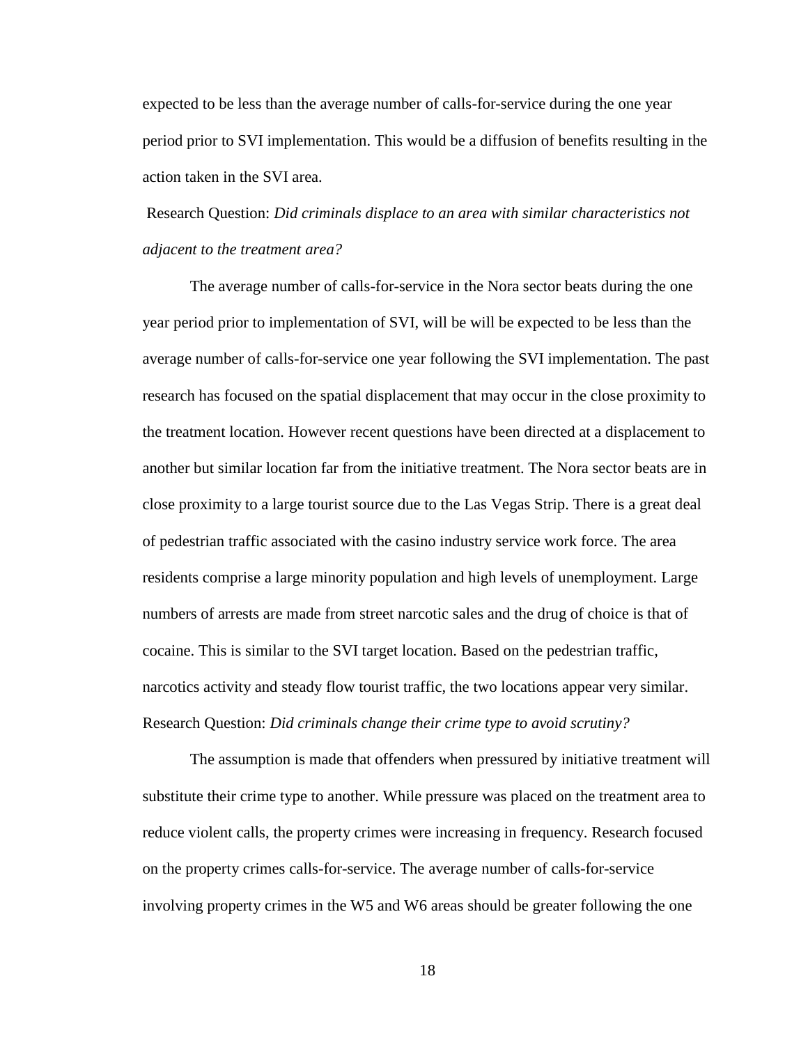expected to be less than the average number of calls-for-service during the one year period prior to SVI implementation. This would be a diffusion of benefits resulting in the action taken in the SVI area.

Research Question: *Did criminals displace to an area with similar characteristics not adjacent to the treatment area?*

The average number of calls-for-service in the Nora sector beats during the one year period prior to implementation of SVI, will be will be expected to be less than the average number of calls-for-service one year following the SVI implementation. The past research has focused on the spatial displacement that may occur in the close proximity to the treatment location. However recent questions have been directed at a displacement to another but similar location far from the initiative treatment. The Nora sector beats are in close proximity to a large tourist source due to the Las Vegas Strip. There is a great deal of pedestrian traffic associated with the casino industry service work force. The area residents comprise a large minority population and high levels of unemployment. Large numbers of arrests are made from street narcotic sales and the drug of choice is that of cocaine. This is similar to the SVI target location. Based on the pedestrian traffic, narcotics activity and steady flow tourist traffic, the two locations appear very similar.

Research Question: *Did criminals change their crime type to avoid scrutiny?*

The assumption is made that offenders when pressured by initiative treatment will substitute their crime type to another. While pressure was placed on the treatment area to reduce violent calls, the property crimes were increasing in frequency. Research focused on the property crimes calls-for-service. The average number of calls-for-service involving property crimes in the W5 and W6 areas should be greater following the one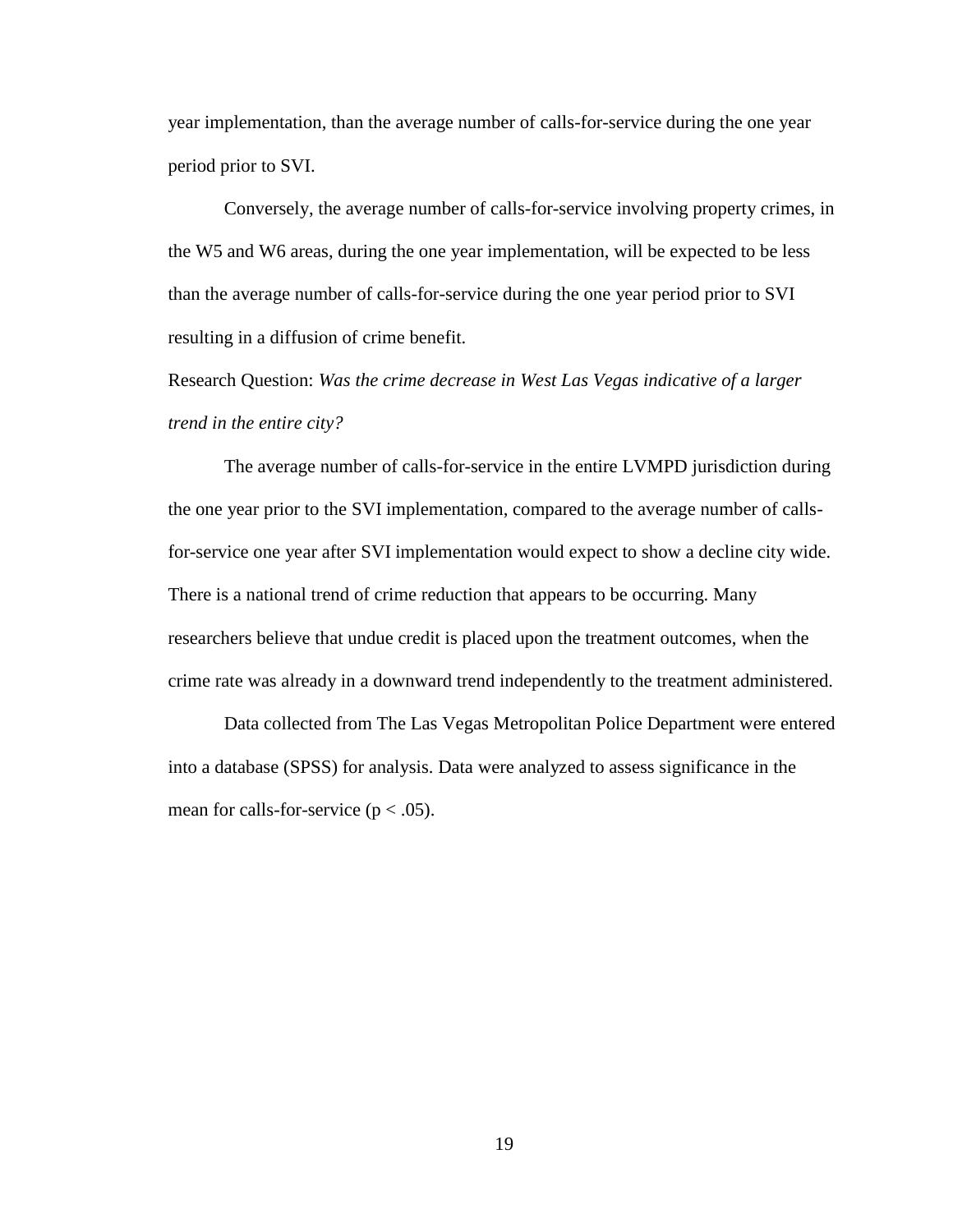year implementation, than the average number of calls-for-service during the one year period prior to SVI.

Conversely, the average number of calls-for-service involving property crimes, in the W5 and W6 areas, during the one year implementation, will be expected to be less than the average number of calls-for-service during the one year period prior to SVI resulting in a diffusion of crime benefit.

Research Question: *Was the crime decrease in West Las Vegas indicative of a larger trend in the entire city?*

The average number of calls-for-service in the entire LVMPD jurisdiction during the one year prior to the SVI implementation, compared to the average number of calls-for-service one year after SVI implementation would expect to show a decline city wide. There is a national trend of crime reduction that appears to be occurring. Many researchers believe that undue credit is placed upon the treatment outcomes, when the crime rate was already in a downward trend independently to the treatment administered.

Data collected from The Las Vegas Metropolitan Police Department were entered into a database (SPSS) for analysis. Data were analyzed to assess significance in the mean for calls-for-service ($p < .05$).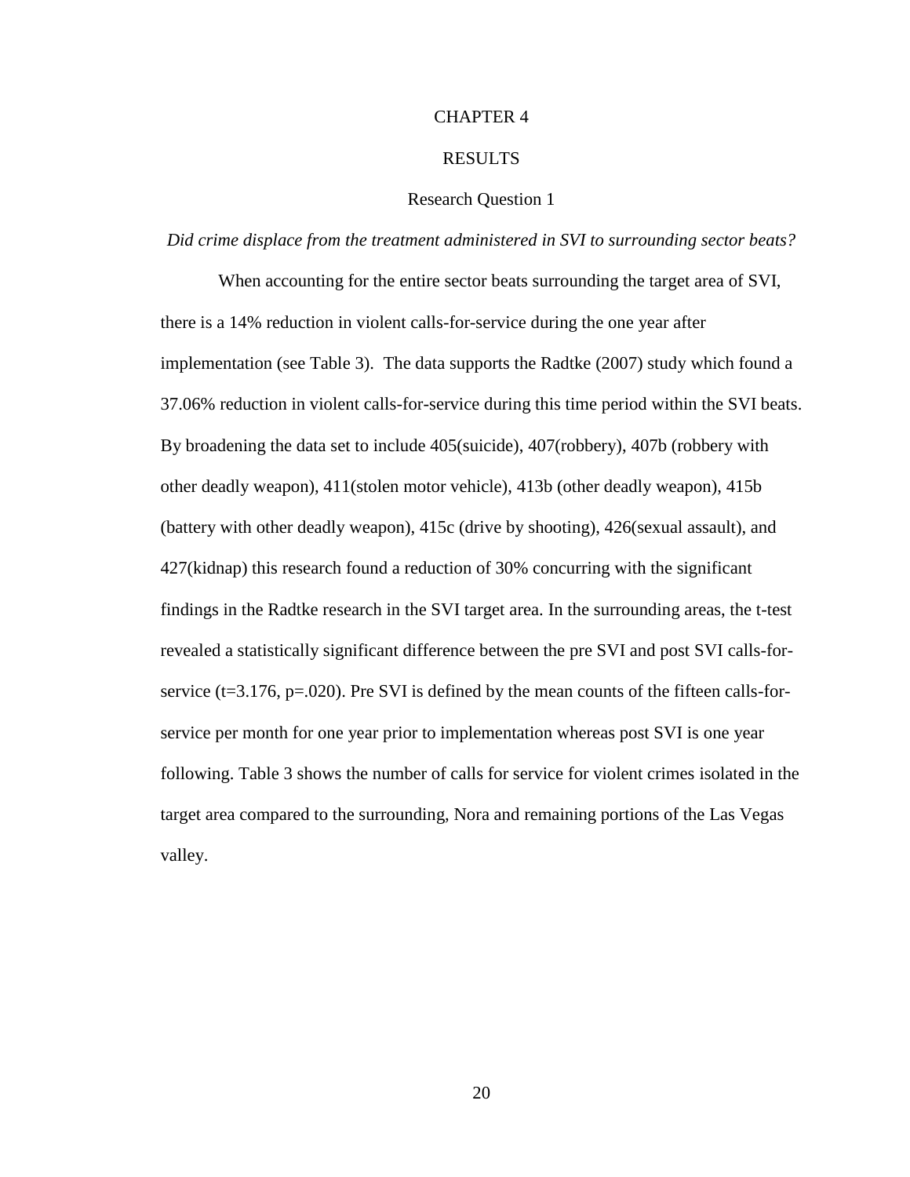# CHAPTER 4

# RESULTS

## Research Question 1

*Did crime displace from the treatment administered in SVI to surrounding sector beats?*

When accounting for the entire sector beats surrounding the target area of SVI, there is a 14% reduction in violent calls-for-service during the one year after implementation (see Table 3). The data supports the Radtke (2007) study which found a 37.06% reduction in violent calls-for-service during this time period within the SVI beats. By broadening the data set to include 405(suicide), 407(robbery), 407b (robbery with other deadly weapon), 411(stolen motor vehicle), 413b (other deadly weapon), 415b (battery with other deadly weapon), 415c (drive by shooting), 426(sexual assault), and 427(kidnap) this research found a reduction of 30% concurring with the significant findings in the Radtke research in the SVI target area. In the surrounding areas, the t-test revealed a statistically significant difference between the pre SVI and post SVI calls-for-service ($t=3.176$, $p=.020$). Pre SVI is defined by the mean counts of the fifteen calls-for-service per month for one year prior to implementation whereas post SVI is one year following. Table 3 shows the number of calls for service for violent crimes isolated in the target area compared to the surrounding, Nora and remaining portions of the Las Vegas valley.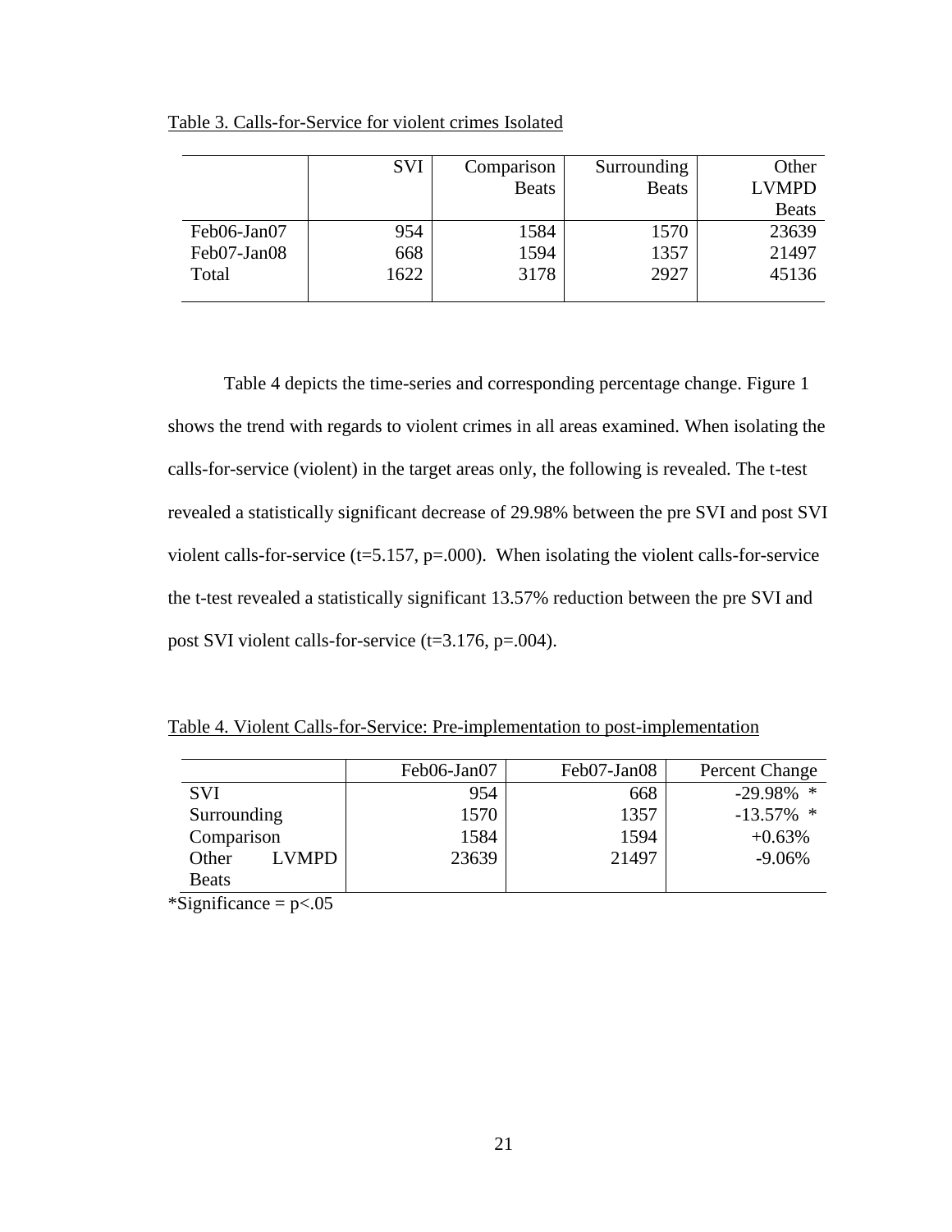Table 3. Calls-for-Service for violent crimes Isolated

| | SVI | Comparison Beats | Surrounding Beats | Other LVMPD Beats |
|---|---|---|---|---|
| Feb06-Jan07 | 954 | 1584 | 1570 | 23639 |
| Feb07-Jan08 | 668 | 1594 | 1357 | 21497 |
| Total | 1622 | 3178 | 2927 | 45136 |

Table 4 depicts the time-series and corresponding percentage change. Figure 1 shows the trend with regards to violent crimes in all areas examined. When isolating the calls-for-service (violent) in the target areas only, the following is revealed. The t-test revealed a statistically significant decrease of 29.98% between the pre SVI and post SVI violent calls-for-service (t=5.157, p=.000). When isolating the violent calls-for-service the t-test revealed a statistically significant 13.57% reduction between the pre SVI and post SVI violent calls-for-service (t=3.176, p=.004).

Table 4. Violent Calls-for-Service: Pre-implementation to post-implementation

| | Feb06-Jan07 | Feb07-Jan08 | Percent Change |
|---|---|---|---|
| SVI | 954 | 668 | -29.98% * |
| Surrounding | 1570 | 1357 | -13.57% * |
| Comparison | 1584 | 1594 | +0.63% |
| Other LVMPD Beats | 23639 | 21497 | -9.06% |

*Significance = p<.05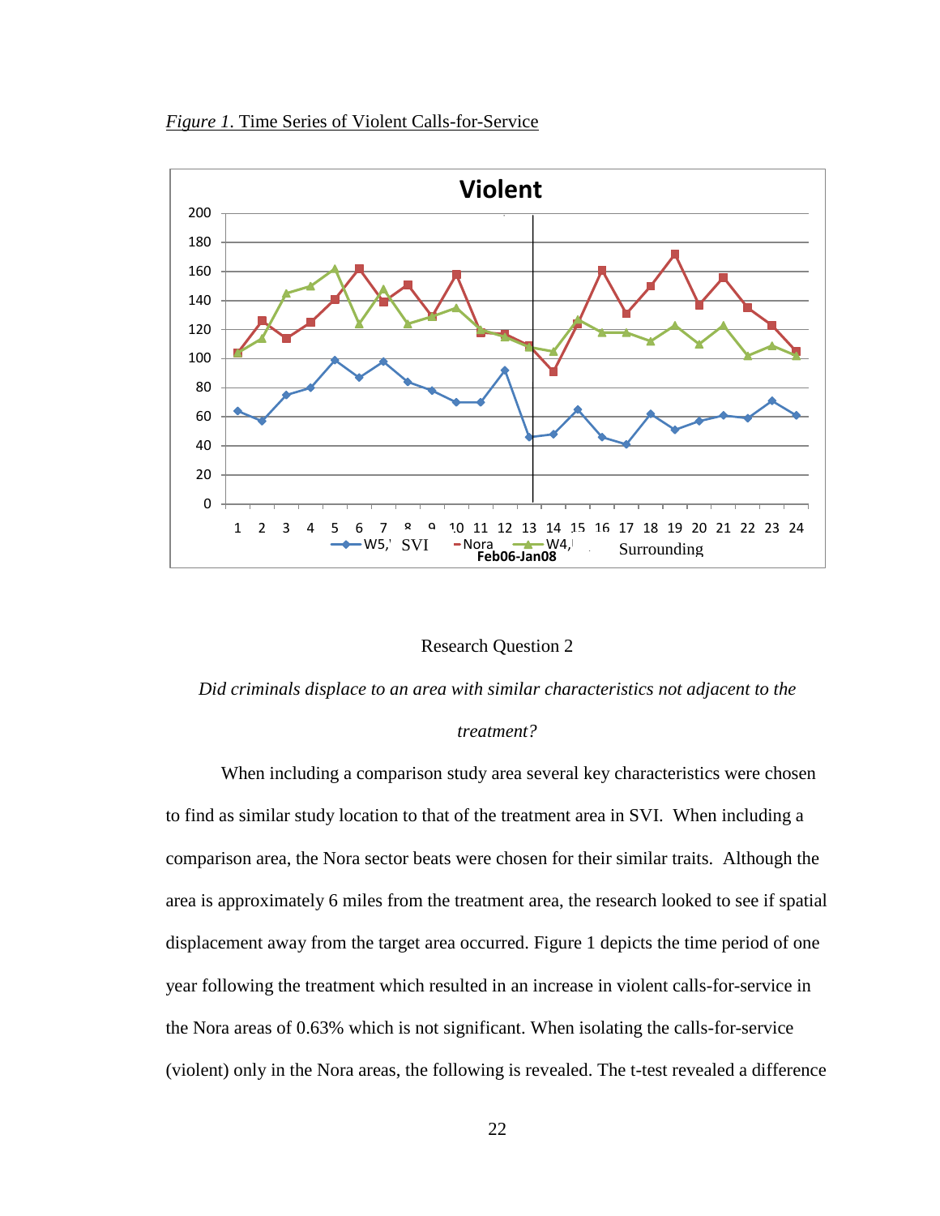*Figure 1*. Time Series of Violent Calls-for-Service

Research Question 2

*Did criminals displace to an area with similar characteristics not adjacent to the treatment?*

When including a comparison study area several key characteristics were chosen to find as similar study location to that of the treatment area in SVI. When including a comparison area, the Nora sector beats were chosen for their similar traits. Although the area is approximately 6 miles from the treatment area, the research looked to see if spatial displacement away from the target area occurred. Figure 1 depicts the time period of one year following the treatment which resulted in an increase in violent calls-for-service in the Nora areas of 0.63% which is not significant. When isolating the calls-for-service (violent) only in the Nora areas, the following is revealed. The t-test revealed a difference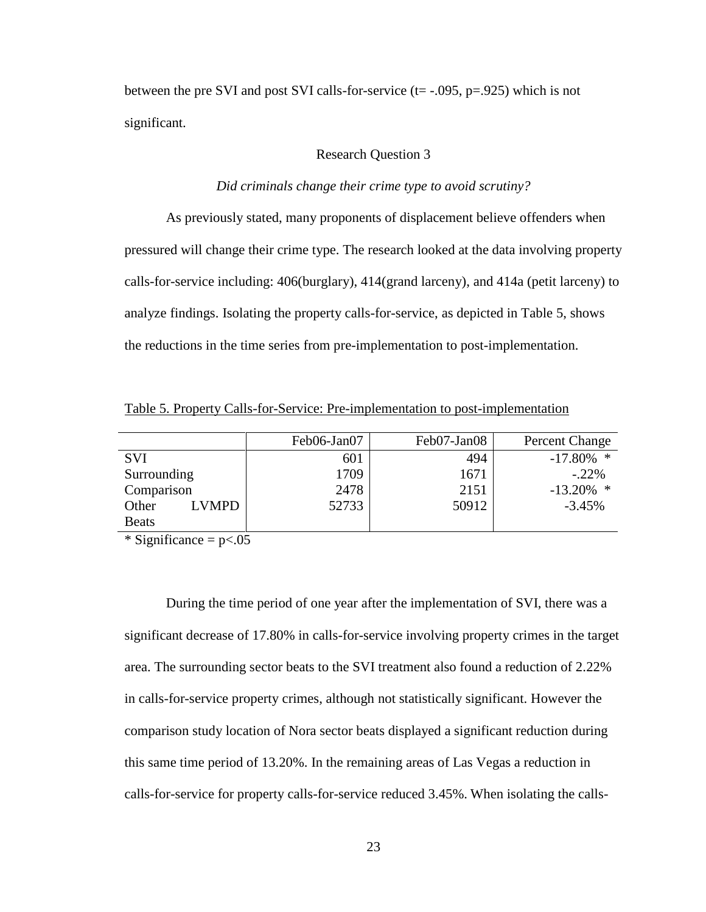between the pre SVI and post SVI calls-for-service (t= -.095, p=.925) which is not significant.

### Research Question 3

*Did criminals change their crime type to avoid scrutiny?*

As previously stated, many proponents of displacement believe offenders when pressured will change their crime type. The research looked at the data involving property calls-for-service including: 406(burglary), 414(grand larceny), and 414a (petit larceny) to analyze findings. Isolating the property calls-for-service, as depicted in Table 5, shows the reductions in the time series from pre-implementation to post-implementation.

Table 5. Property Calls-for-Service: Pre-implementation to post-implementation

| | Feb06-Jan07 | Feb07-Jan08 | Percent Change |
|---|---|---|---|
| SVI | 601 | 494 | -17.80% * |
| Surrounding | 1709 | 1671 | -.22% |
| Comparison | 2478 | 2151 | -13.20% * |
| Other LVMPD Beats | 52733 | 50912 | -3.45% |

* Significance = p<.05

During the time period of one year after the implementation of SVI, there was a significant decrease of 17.80% in calls-for-service involving property crimes in the target area. The surrounding sector beats to the SVI treatment also found a reduction of 2.22% in calls-for-service property crimes, although not statistically significant. However the comparison study location of Nora sector beats displayed a significant reduction during this same time period of 13.20%. In the remaining areas of Las Vegas a reduction in calls-for-service for property calls-for-service reduced 3.45%. When isolating the calls-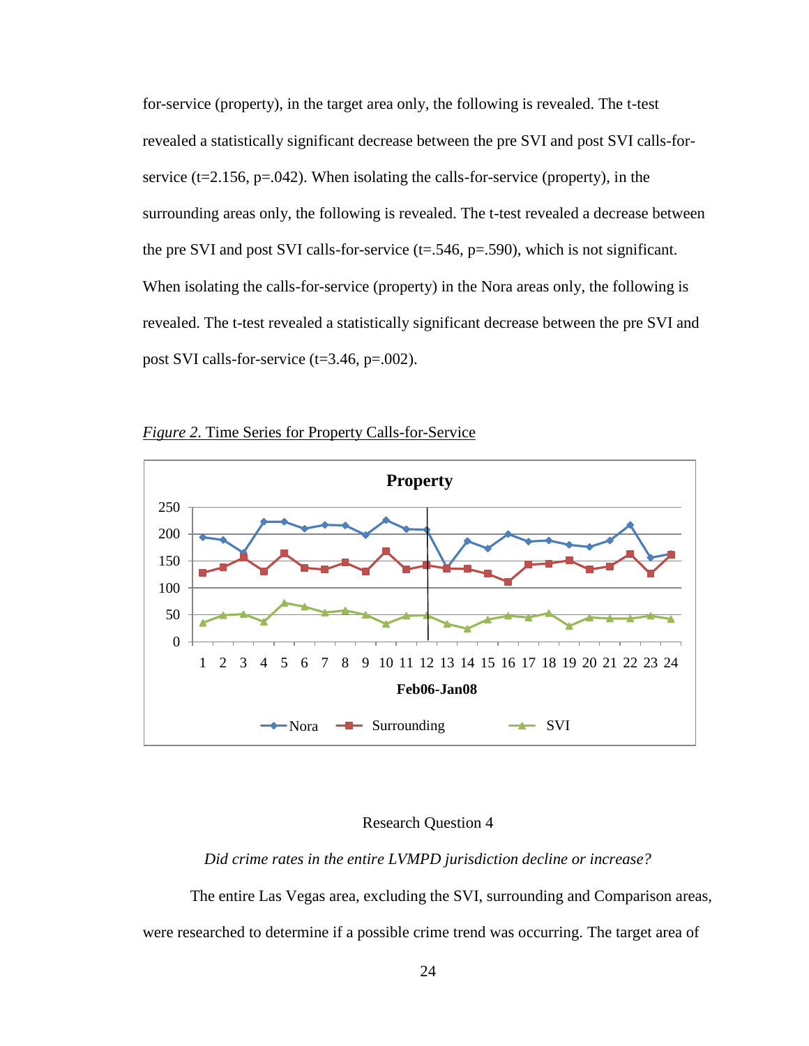for-service (property), in the target area only, the following is revealed. The t-test revealed a statistically significant decrease between the pre SVI and post SVI calls-for-service (t=2.156, p=.042). When isolating the calls-for-service (property), in the surrounding areas only, the following is revealed. The t-test revealed a decrease between the pre SVI and post SVI calls-for-service (t=.546, p=.590), which is not significant. When isolating the calls-for-service (property) in the Nora areas only, the following is revealed. The t-test revealed a statistically significant decrease between the pre SVI and post SVI calls-for-service (t=3.46, p=.002).

*Figure 2*. Time Series for Property Calls-for-Service

## Research Question 4

*Did crime rates in the entire LVMPD jurisdiction decline or increase?*

The entire Las Vegas area, excluding the SVI, surrounding and Comparison areas, were researched to determine if a possible crime trend was occurring. The target area of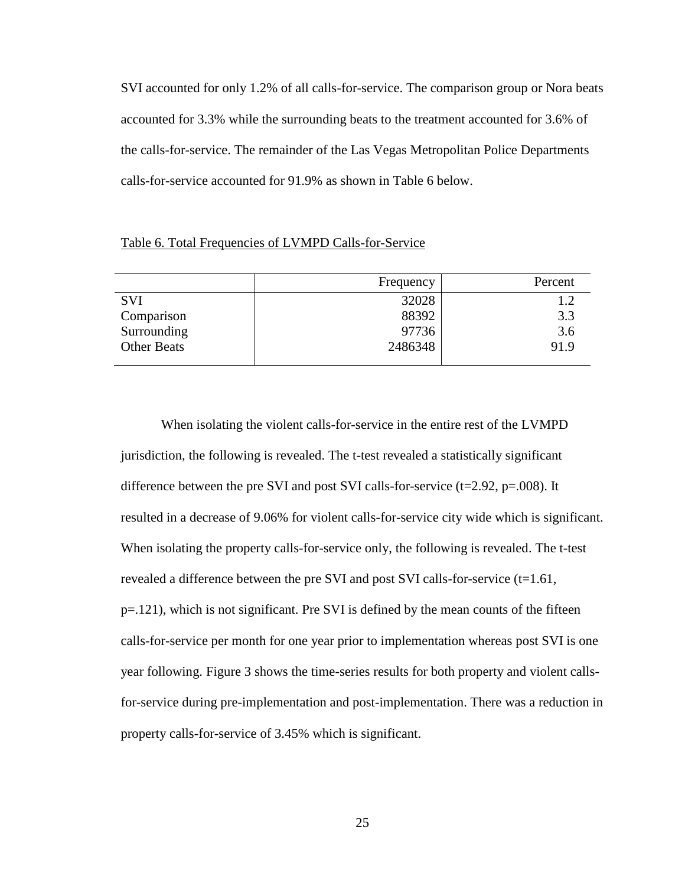SVI accounted for only 1.2% of all calls-for-service. The comparison group or Nora beats accounted for 3.3% while the surrounding beats to the treatment accounted for 3.6% of the calls-for-service. The remainder of the Las Vegas Metropolitan Police Departments calls-for-service accounted for 91.9% as shown in Table 6 below.

Table 6. Total Frequencies of LVMPD Calls-for-Service

| | Frequency | Percent |
|---|---|---|
| SVI | 32028 | 1.2 |
| Comparison | 88392 | 3.3 |
| Surrounding | 97736 | 3.6 |
| Other Beats | 2486348 | 91.9 |

When isolating the violent calls-for-service in the entire rest of the LVMPD jurisdiction, the following is revealed. The t-test revealed a statistically significant difference between the pre SVI and post SVI calls-for-service ($t=2.92$, $p=.008$). It resulted in a decrease of 9.06% for violent calls-for-service city wide which is significant. When isolating the property calls-for-service only, the following is revealed. The t-test revealed a difference between the pre SVI and post SVI calls-for-service ($t=1.61$, $p=.121$), which is not significant. Pre SVI is defined by the mean counts of the fifteen calls-for-service per month for one year prior to implementation whereas post SVI is one year following. Figure 3 shows the time-series results for both property and violent calls-for-service during pre-implementation and post-implementation. There was a reduction in property calls-for-service of 3.45% which is significant.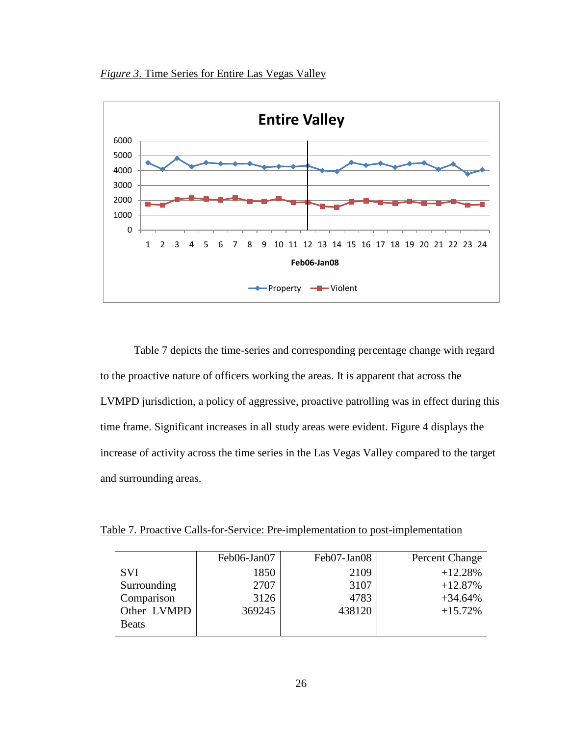*Figure 3.* Time Series for Entire Las Vegas Valley

Table 7 depicts the time-series and corresponding percentage change with regard to the proactive nature of officers working the areas. It is apparent that across the LVMPD jurisdiction, a policy of aggressive, proactive patrolling was in effect during this time frame. Significant increases in all study areas were evident. Figure 4 displays the increase of activity across the time series in the Las Vegas Valley compared to the target and surrounding areas.

Table 7. Proactive Calls-for-Service: Pre-implementation to post-implementation

| | Feb06-Jan07 | Feb07-Jan08 | Percent Change |
|---|---|---|---|
| SVI | 1850 | 2109 | +12.28% |
| Surrounding | 2707 | 3107 | +12.87% |
| Comparison | 3126 | 4783 | +34.64% |
| Other LVMPD Beats | 369245 | 438120 | +15.72% |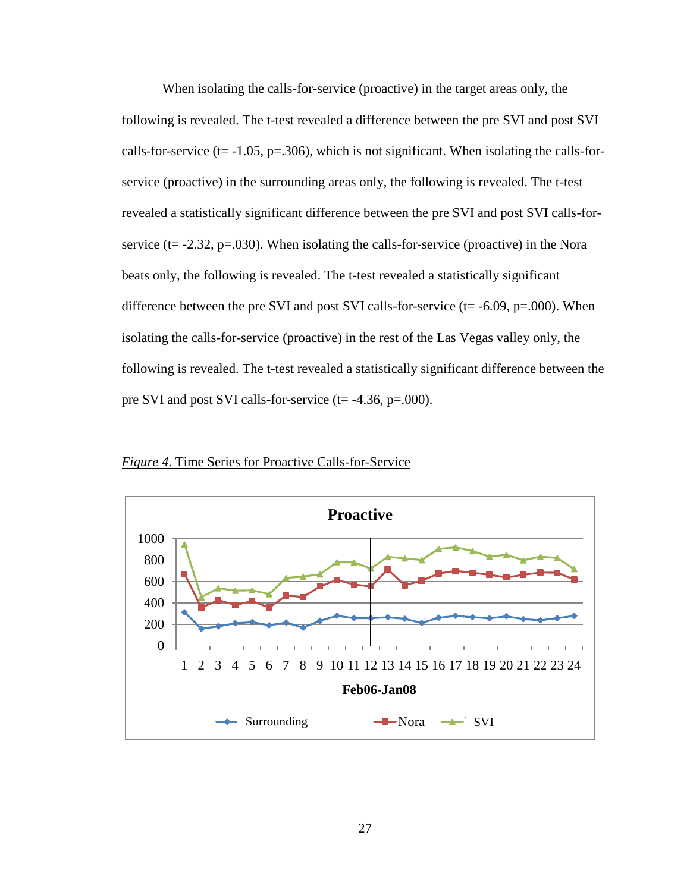When isolating the calls-for-service (proactive) in the target areas only, the following is revealed. The t-test revealed a difference between the pre SVI and post SVI calls-for-service ($t = -1.05$, $p = .306$), which is not significant. When isolating the calls-for-service (proactive) in the surrounding areas only, the following is revealed. The t-test revealed a statistically significant difference between the pre SVI and post SVI calls-for-service ($t = -2.32$, $p = .030$). When isolating the calls-for-service (proactive) in the Nora beats only, the following is revealed. The t-test revealed a statistically significant difference between the pre SVI and post SVI calls-for-service ($t = -6.09$, $p = .000$). When isolating the calls-for-service (proactive) in the rest of the Las Vegas valley only, the following is revealed. The t-test revealed a statistically significant difference between the pre SVI and post SVI calls-for-service ($t = -4.36$, $p = .000$).

*Figure 4.* Time Series for Proactive Calls-for-Service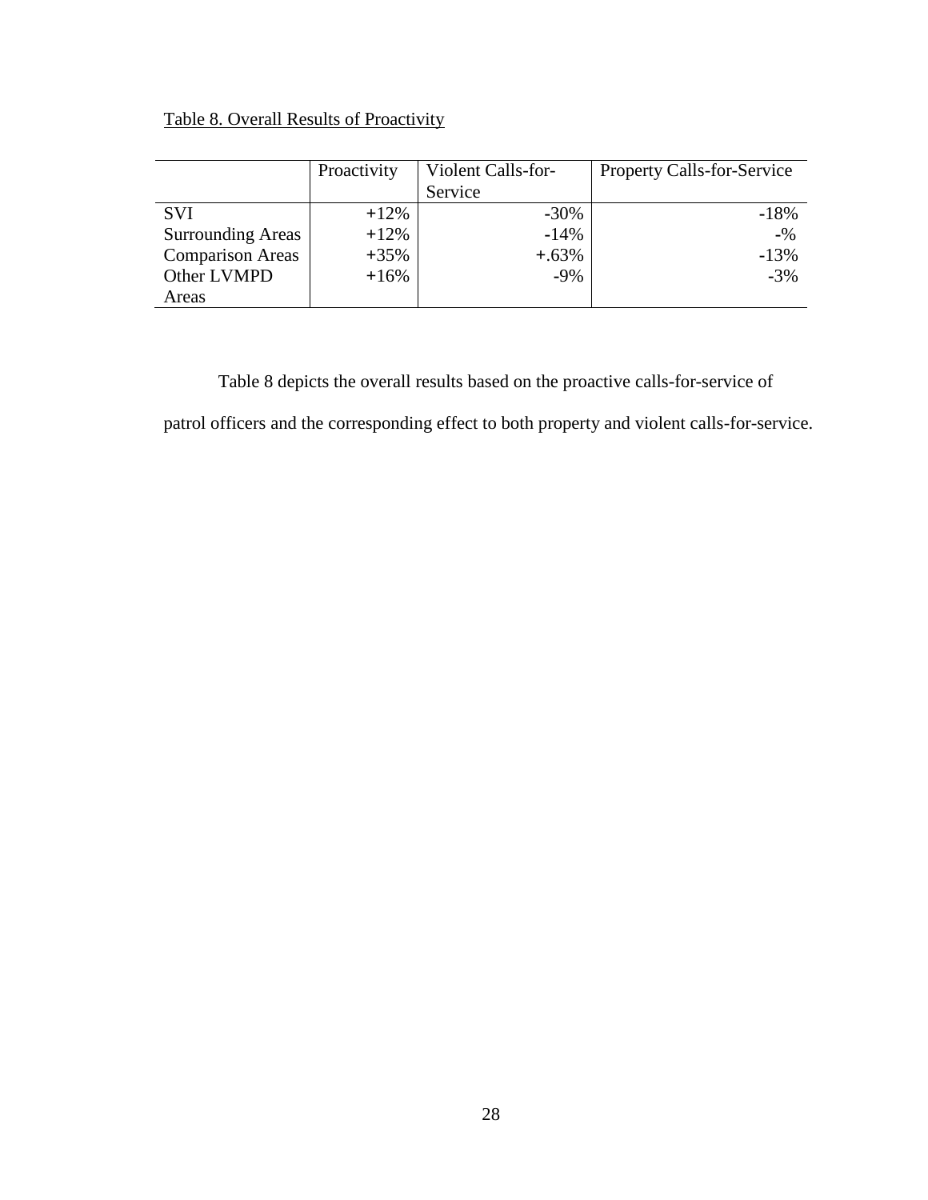Table 8. Overall Results of Proactivity

| | Proactivity | Violent Calls-for-Service | Property Calls-for-Service |
|---|---|---|---|
| SVI | +12% | -30% | -18% |
| Surrounding Areas | +12% | -14% | -% |
| Comparison Areas | +35% | +.63% | -13% |
| Other LVMPD Areas | +16% | -9% | -3% |

Table 8 depicts the overall results based on the proactive calls-for-service of patrol officers and the corresponding effect to both property and violent calls-for-service.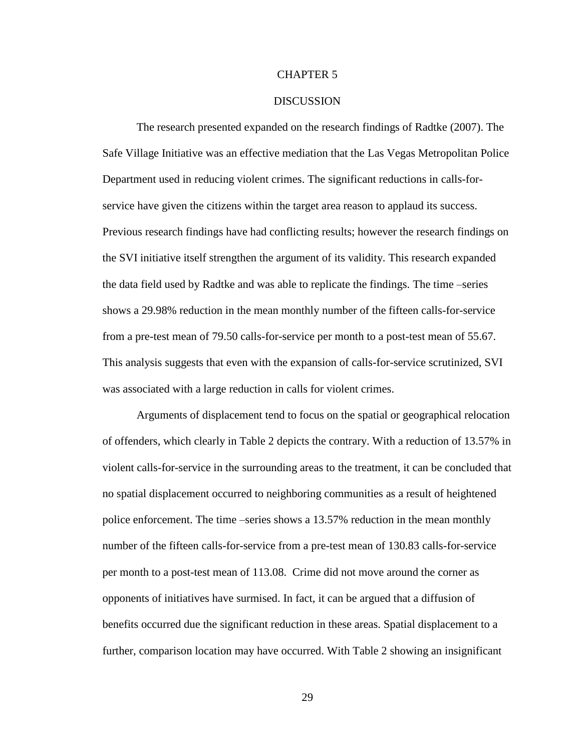# CHAPTER 5

## DISCUSSION

The research presented expanded on the research findings of Radtke (2007). The Safe Village Initiative was an effective mediation that the Las Vegas Metropolitan Police Department used in reducing violent crimes. The significant reductions in calls-for-service have given the citizens within the target area reason to applaud its success. Previous research findings have had conflicting results; however the research findings on the SVI initiative itself strengthen the argument of its validity. This research expanded the data field used by Radtke and was able to replicate the findings. The time –series shows a 29.98% reduction in the mean monthly number of the fifteen calls-for-service from a pre-test mean of 79.50 calls-for-service per month to a post-test mean of 55.67. This analysis suggests that even with the expansion of calls-for-service scrutinized, SVI was associated with a large reduction in calls for violent crimes.

Arguments of displacement tend to focus on the spatial or geographical relocation of offenders, which clearly in Table 2 depicts the contrary. With a reduction of 13.57% in violent calls-for-service in the surrounding areas to the treatment, it can be concluded that no spatial displacement occurred to neighboring communities as a result of heightened police enforcement. The time –series shows a 13.57% reduction in the mean monthly number of the fifteen calls-for-service from a pre-test mean of 130.83 calls-for-service per month to a post-test mean of 113.08. Crime did not move around the corner as opponents of initiatives have surmised. In fact, it can be argued that a diffusion of benefits occurred due the significant reduction in these areas. Spatial displacement to a further, comparison location may have occurred. With Table 2 showing an insignificant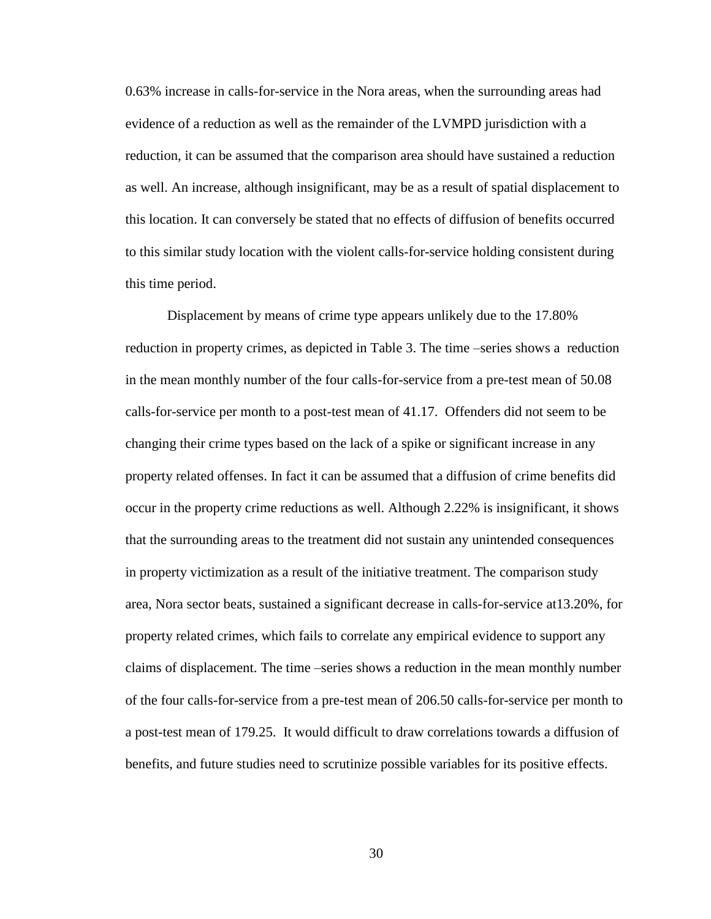0.63% increase in calls-for-service in the Nora areas, when the surrounding areas had evidence of a reduction as well as the remainder of the LVMPD jurisdiction with a reduction, it can be assumed that the comparison area should have sustained a reduction as well. An increase, although insignificant, may be as a result of spatial displacement to this location. It can conversely be stated that no effects of diffusion of benefits occurred to this similar study location with the violent calls-for-service holding consistent during this time period.

Displacement by means of crime type appears unlikely due to the 17.80% reduction in property crimes, as depicted in Table 3. The time –series shows a reduction in the mean monthly number of the four calls-for-service from a pre-test mean of 50.08 calls-for-service per month to a post-test mean of 41.17. Offenders did not seem to be changing their crime types based on the lack of a spike or significant increase in any property related offenses. In fact it can be assumed that a diffusion of crime benefits did occur in the property crime reductions as well. Although 2.22% is insignificant, it shows that the surrounding areas to the treatment did not sustain any unintended consequences in property victimization as a result of the initiative treatment. The comparison study area, Nora sector beats, sustained a significant decrease in calls-for-service at13.20%, for property related crimes, which fails to correlate any empirical evidence to support any claims of displacement. The time –series shows a reduction in the mean monthly number of the four calls-for-service from a pre-test mean of 206.50 calls-for-service per month to a post-test mean of 179.25. It would difficult to draw correlations towards a diffusion of benefits, and future studies need to scrutinize possible variables for its positive effects.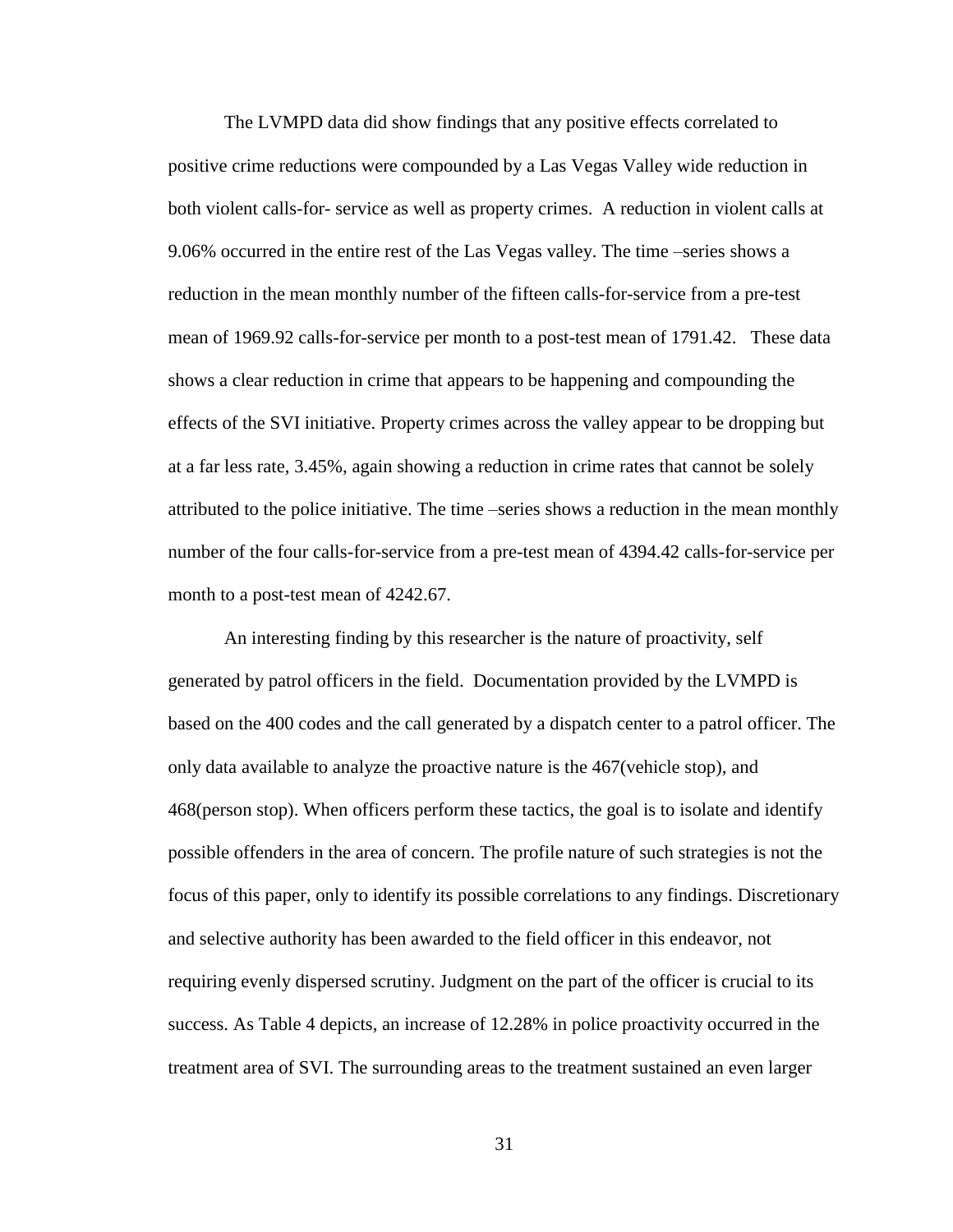The LVMPD data did show findings that any positive effects correlated to positive crime reductions were compounded by a Las Vegas Valley wide reduction in both violent calls-for- service as well as property crimes. A reduction in violent calls at 9.06% occurred in the entire rest of the Las Vegas valley. The time –series shows a reduction in the mean monthly number of the fifteen calls-for-service from a pre-test mean of 1969.92 calls-for-service per month to a post-test mean of 1791.42. These data shows a clear reduction in crime that appears to be happening and compounding the effects of the SVI initiative. Property crimes across the valley appear to be dropping but at a far less rate, 3.45%, again showing a reduction in crime rates that cannot be solely attributed to the police initiative. The time –series shows a reduction in the mean monthly number of the four calls-for-service from a pre-test mean of 4394.42 calls-for-service per month to a post-test mean of 4242.67.

An interesting finding by this researcher is the nature of proactivity, self generated by patrol officers in the field. Documentation provided by the LVMPD is based on the 400 codes and the call generated by a dispatch center to a patrol officer. The only data available to analyze the proactive nature is the 467(vehicle stop), and 468(person stop). When officers perform these tactics, the goal is to isolate and identify possible offenders in the area of concern. The profile nature of such strategies is not the focus of this paper, only to identify its possible correlations to any findings. Discretionary and selective authority has been awarded to the field officer in this endeavor, not requiring evenly dispersed scrutiny. Judgment on the part of the officer is crucial to its success. As Table 4 depicts, an increase of 12.28% in police proactivity occurred in the treatment area of SVI. The surrounding areas to the treatment sustained an even larger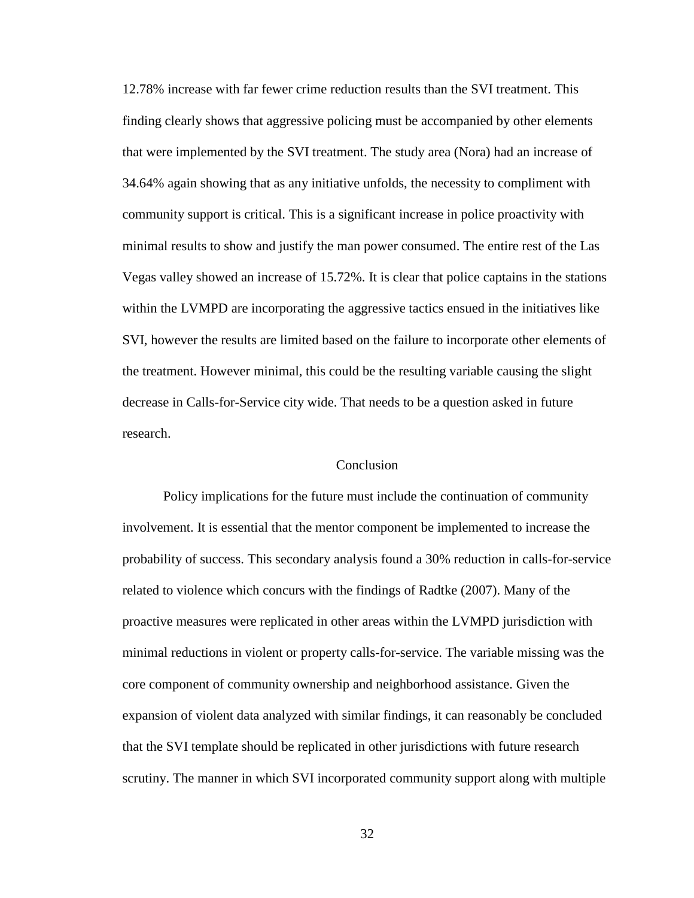12.78% increase with far fewer crime reduction results than the SVI treatment. This finding clearly shows that aggressive policing must be accompanied by other elements that were implemented by the SVI treatment. The study area (Nora) had an increase of 34.64% again showing that as any initiative unfolds, the necessity to compliment with community support is critical. This is a significant increase in police proactivity with minimal results to show and justify the man power consumed. The entire rest of the Las Vegas valley showed an increase of 15.72%. It is clear that police captains in the stations within the LVMPD are incorporating the aggressive tactics ensued in the initiatives like SVI, however the results are limited based on the failure to incorporate other elements of the treatment. However minimal, this could be the resulting variable causing the slight decrease in Calls-for-Service city wide. That needs to be a question asked in future research.

## Conclusion

Policy implications for the future must include the continuation of community involvement. It is essential that the mentor component be implemented to increase the probability of success. This secondary analysis found a 30% reduction in calls-for-service related to violence which concurs with the findings of Radtke (2007). Many of the proactive measures were replicated in other areas within the LVMPD jurisdiction with minimal reductions in violent or property calls-for-service. The variable missing was the core component of community ownership and neighborhood assistance. Given the expansion of violent data analyzed with similar findings, it can reasonably be concluded that the SVI template should be replicated in other jurisdictions with future research scrutiny. The manner in which SVI incorporated community support along with multiple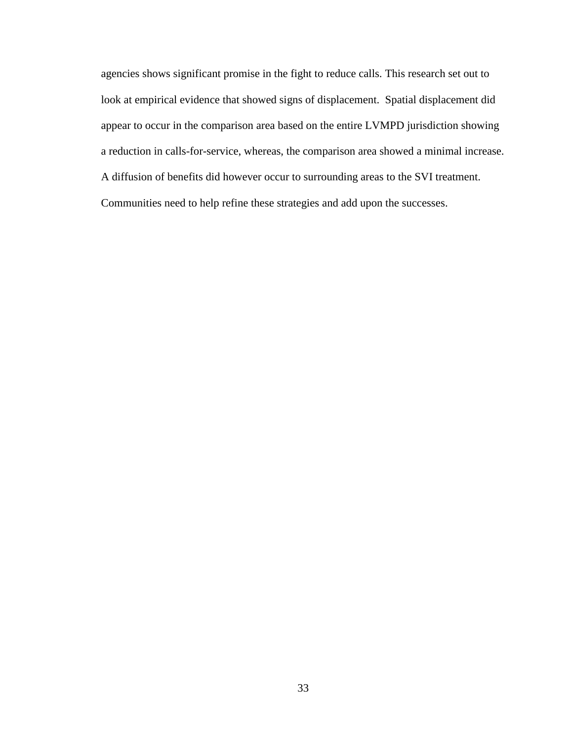agencies shows significant promise in the fight to reduce calls. This research set out to look at empirical evidence that showed signs of displacement.  Spatial displacement did appear to occur in the comparison area based on the entire LVMPD jurisdiction showing a reduction in calls-for-service, whereas, the comparison area showed a minimal increase. A diffusion of benefits did however occur to surrounding areas to the SVI treatment. Communities need to help refine these strategies and add upon the successes.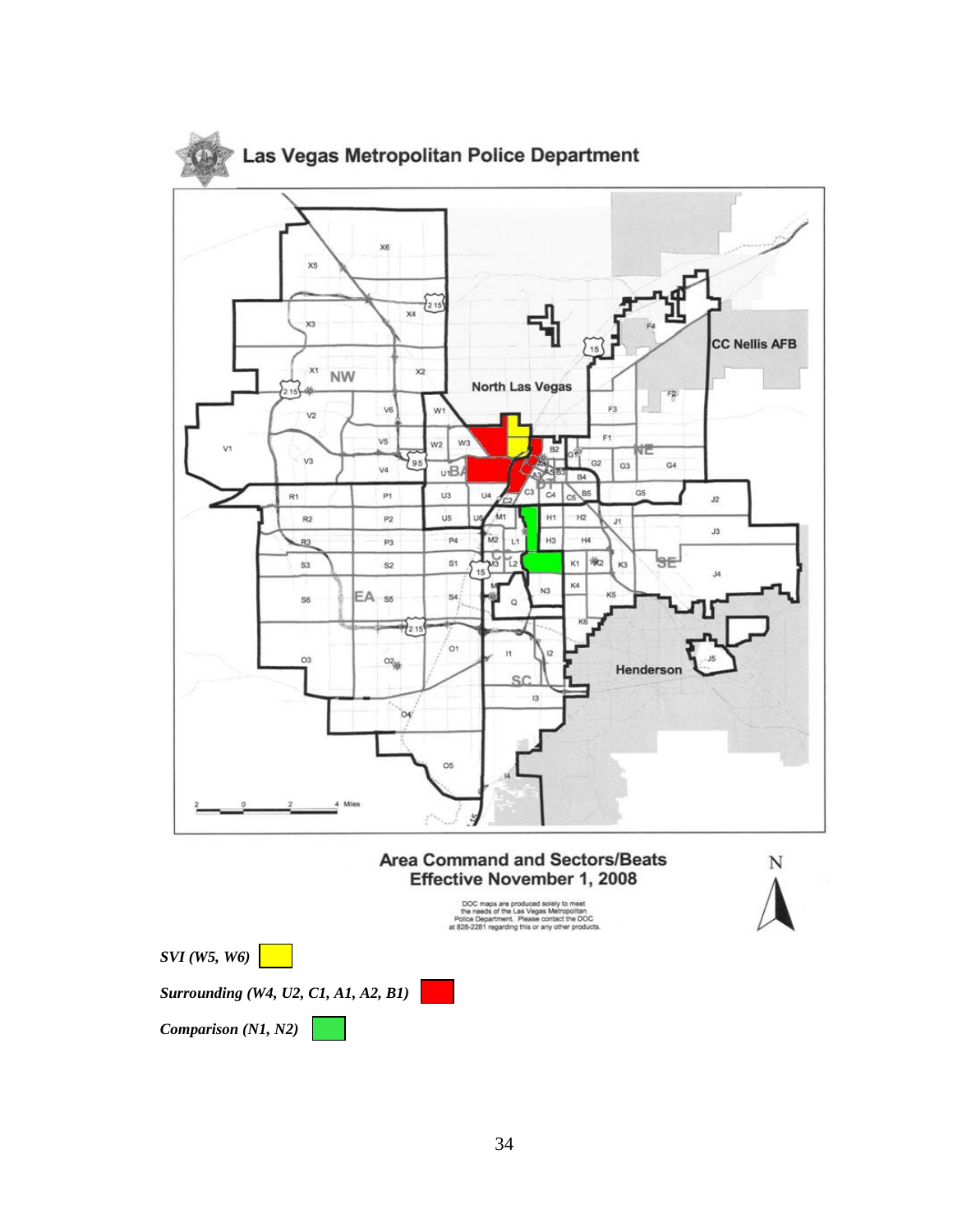# Las Vegas Metropolitan Police Department

**Area Command and Sectors/Beats**
**Effective November 1, 2008**

DOC maps are produced solely to meet the needs of the Las Vegas Metropolitan Police Department. Please contact the DOC at 828-2281 regarding this or any other products.

*SVI (W5, W6)*

*Surrounding (W4, U2, C1, A1, A2, B1)*

*Comparison (N1, N2)*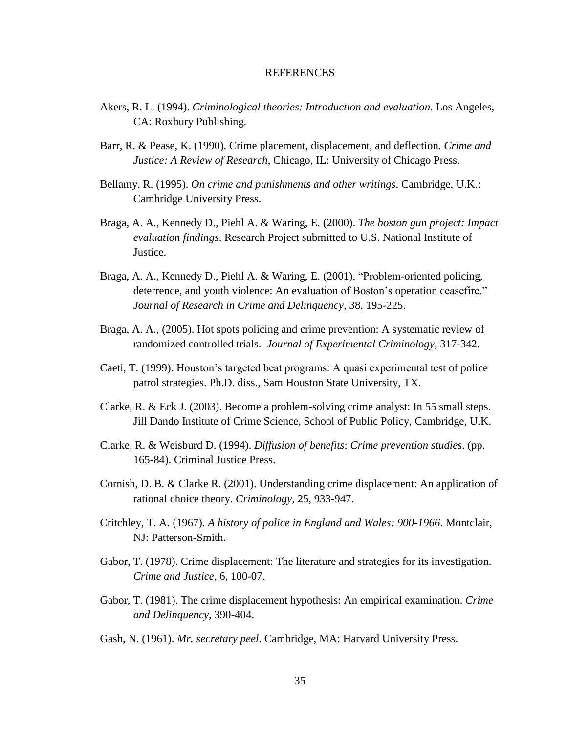# REFERENCES

Akers, R. L. (1994). *Criminological theories: Introduction and evaluation*. Los Angeles, CA: Roxbury Publishing.

Barr, R. & Pease, K. (1990). Crime placement, displacement, and deflection. *Crime and Justice: A Review of Research*, Chicago, IL: University of Chicago Press.

Bellamy, R. (1995). *On crime and punishments and other writings*. Cambridge, U.K.: Cambridge University Press.

Braga, A. A., Kennedy D., Piehl A. & Waring, E. (2000). *The boston gun project: Impact evaluation findings*. Research Project submitted to U.S. National Institute of Justice.

Braga, A. A., Kennedy D., Piehl A. & Waring, E. (2001). "Problem-oriented policing, deterrence, and youth violence: An evaluation of Boston's operation ceasefire." *Journal of Research in Crime and Delinquency*, 38, 195-225.

Braga, A. A., (2005). Hot spots policing and crime prevention: A systematic review of randomized controlled trials. *Journal of Experimental Criminology,* 317-342.

Caeti, T. (1999). Houston's targeted beat programs: A quasi experimental test of police patrol strategies. Ph.D. diss., Sam Houston State University, TX.

Clarke, R. & Eck J. (2003). Become a problem-solving crime analyst: In 55 small steps. Jill Dando Institute of Crime Science, School of Public Policy, Cambridge, U.K.

Clarke, R. & Weisburd D. (1994). *Diffusion of benefits*: *Crime prevention studies*. (pp. 165-84). Criminal Justice Press.

Cornish, D. B. & Clarke R. (2001). Understanding crime displacement: An application of rational choice theory. *Criminology,* 25, 933-947.

Critchley, T. A. (1967). *A history of police in England and Wales: 900-1966*. Montclair, NJ: Patterson-Smith.

Gabor, T. (1978). Crime displacement: The literature and strategies for its investigation. *Crime and Justice,* 6, 100-07.

Gabor, T. (1981). The crime displacement hypothesis: An empirical examination. *Crime and Delinquency,* 390-404.

Gash, N. (1961). *Mr. secretary peel*. Cambridge, MA: Harvard University Press.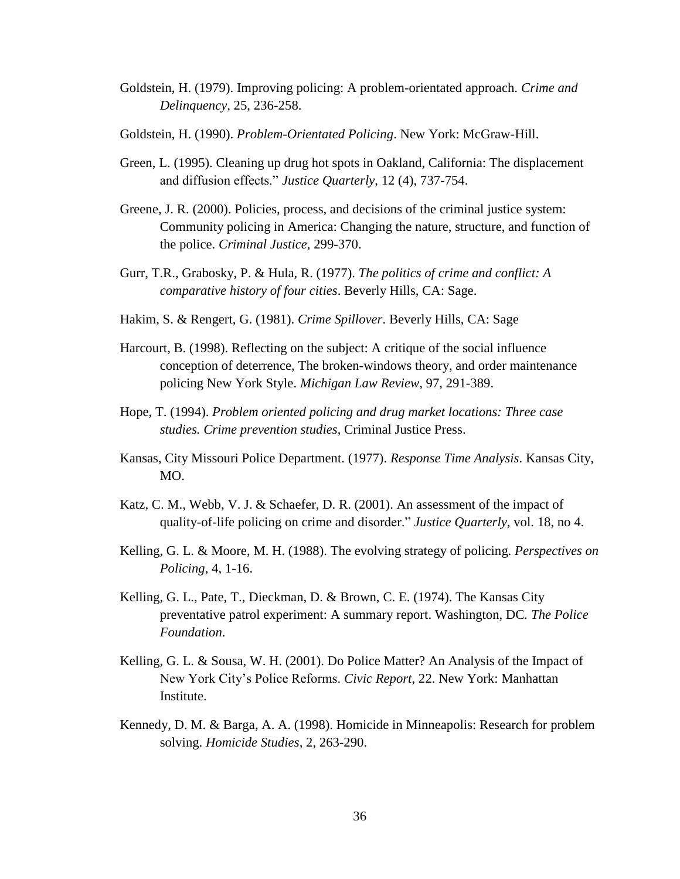Goldstein, H. (1979). Improving policing: A problem-orientated approach. *Crime and Delinquency,* 25, 236-258.

Goldstein, H. (1990). *Problem-Orientated Policing*. New York: McGraw-Hill.

Green, L. (1995). Cleaning up drug hot spots in Oakland, California: The displacement and diffusion effects." *Justice Quarterly*, 12 (4), 737-754.

Greene, J. R. (2000). Policies, process, and decisions of the criminal justice system: Community policing in America: Changing the nature, structure, and function of the police. *Criminal Justice,* 299-370.

Gurr, T.R., Grabosky, P. & Hula, R. (1977). *The politics of crime and conflict: A comparative history of four cities*. Beverly Hills, CA: Sage.

Hakim, S. & Rengert, G. (1981). *Crime Spillover*. Beverly Hills, CA: Sage

Harcourt, B. (1998). Reflecting on the subject: A critique of the social influence conception of deterrence, The broken-windows theory, and order maintenance policing New York Style. *Michigan Law Review,* 97, 291-389.

Hope, T. (1994). *Problem oriented policing and drug market locations: Three case studies. Crime prevention studies*, Criminal Justice Press.

Kansas, City Missouri Police Department. (1977). *Response Time Analysis*. Kansas City, MO.

Katz, C. M., Webb, V. J. & Schaefer, D. R. (2001). An assessment of the impact of quality-of-life policing on crime and disorder." *Justice Quarterly*, vol. 18, no 4.

Kelling, G. L. & Moore, M. H. (1988). The evolving strategy of policing. *Perspectives on Policing,* 4, 1-16.

Kelling, G. L., Pate, T., Dieckman, D. & Brown, C. E. (1974). The Kansas City preventative patrol experiment: A summary report. Washington, DC. *The Police Foundation*.

Kelling, G. L. & Sousa, W. H. (2001). Do Police Matter? An Analysis of the Impact of New York City's Police Reforms. *Civic Report*, 22. New York: Manhattan Institute.

Kennedy, D. M. & Barga, A. A. (1998). Homicide in Minneapolis: Research for problem solving. *Homicide Studies,* 2, 263-290.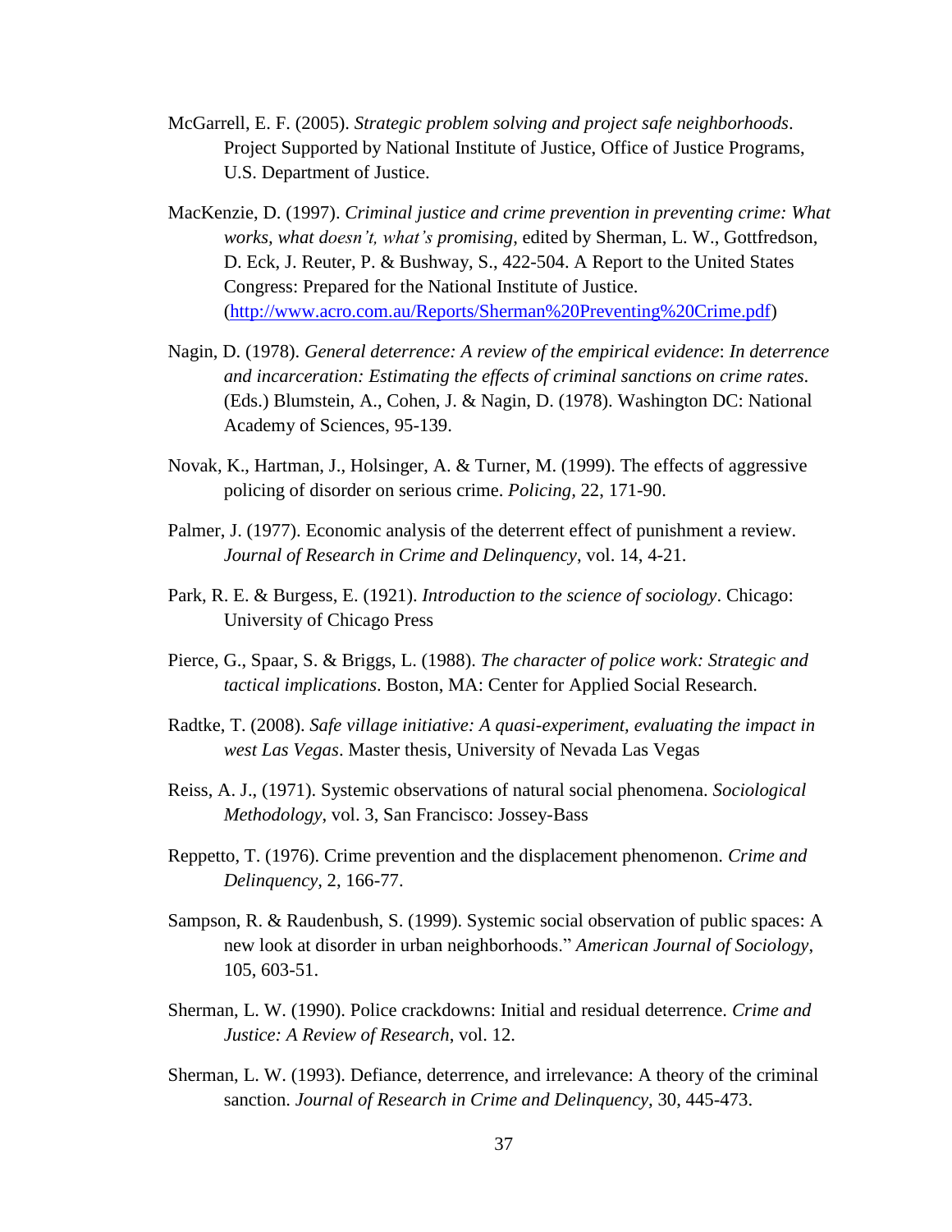McGarrell, E. F. (2005). *Strategic problem solving and project safe neighborhoods*. Project Supported by National Institute of Justice, Office of Justice Programs, U.S. Department of Justice.

MacKenzie, D. (1997). *Criminal justice and crime prevention in preventing crime: What works, what doesn't, what's promising*, edited by Sherman, L. W., Gottfredson, D. Eck, J. Reuter, P. & Bushway, S., 422-504. A Report to the United States Congress: Prepared for the National Institute of Justice. (http://www.acro.com.au/Reports/Sherman%20Preventing%20Crime.pdf)

Nagin, D. (1978). *General deterrence: A review of the empirical evidence*: *In deterrence and incarceration: Estimating the effects of criminal sanctions on crime rates*. (Eds.) Blumstein, A., Cohen, J. & Nagin, D. (1978). Washington DC: National Academy of Sciences, 95-139.

Novak, K., Hartman, J., Holsinger, A. & Turner, M. (1999). The effects of aggressive policing of disorder on serious crime. *Policing*, 22, 171-90.

Palmer, J. (1977). Economic analysis of the deterrent effect of punishment a review. *Journal of Research in Crime and Delinquency*, vol. 14, 4-21.

Park, R. E. & Burgess, E. (1921). *Introduction to the science of sociology*. Chicago: University of Chicago Press

Pierce, G., Spaar, S. & Briggs, L. (1988). *The character of police work: Strategic and tactical implications*. Boston, MA: Center for Applied Social Research.

Radtke, T. (2008). *Safe village initiative: A quasi-experiment, evaluating the impact in west Las Vegas*. Master thesis, University of Nevada Las Vegas

Reiss, A. J., (1971). Systemic observations of natural social phenomena. *Sociological Methodology*, vol. 3, San Francisco: Jossey-Bass

Reppetto, T. (1976). Crime prevention and the displacement phenomenon. *Crime and Delinquency*, 2, 166-77.

Sampson, R. & Raudenbush, S. (1999). Systemic social observation of public spaces: A new look at disorder in urban neighborhoods." *American Journal of Sociology*, 105, 603-51.

Sherman, L. W. (1990). Police crackdowns: Initial and residual deterrence. *Crime and Justice: A Review of Research*, vol. 12.

Sherman, L. W. (1993). Defiance, deterrence, and irrelevance: A theory of the criminal sanction. *Journal of Research in Crime and Delinquency*, 30, 445-473.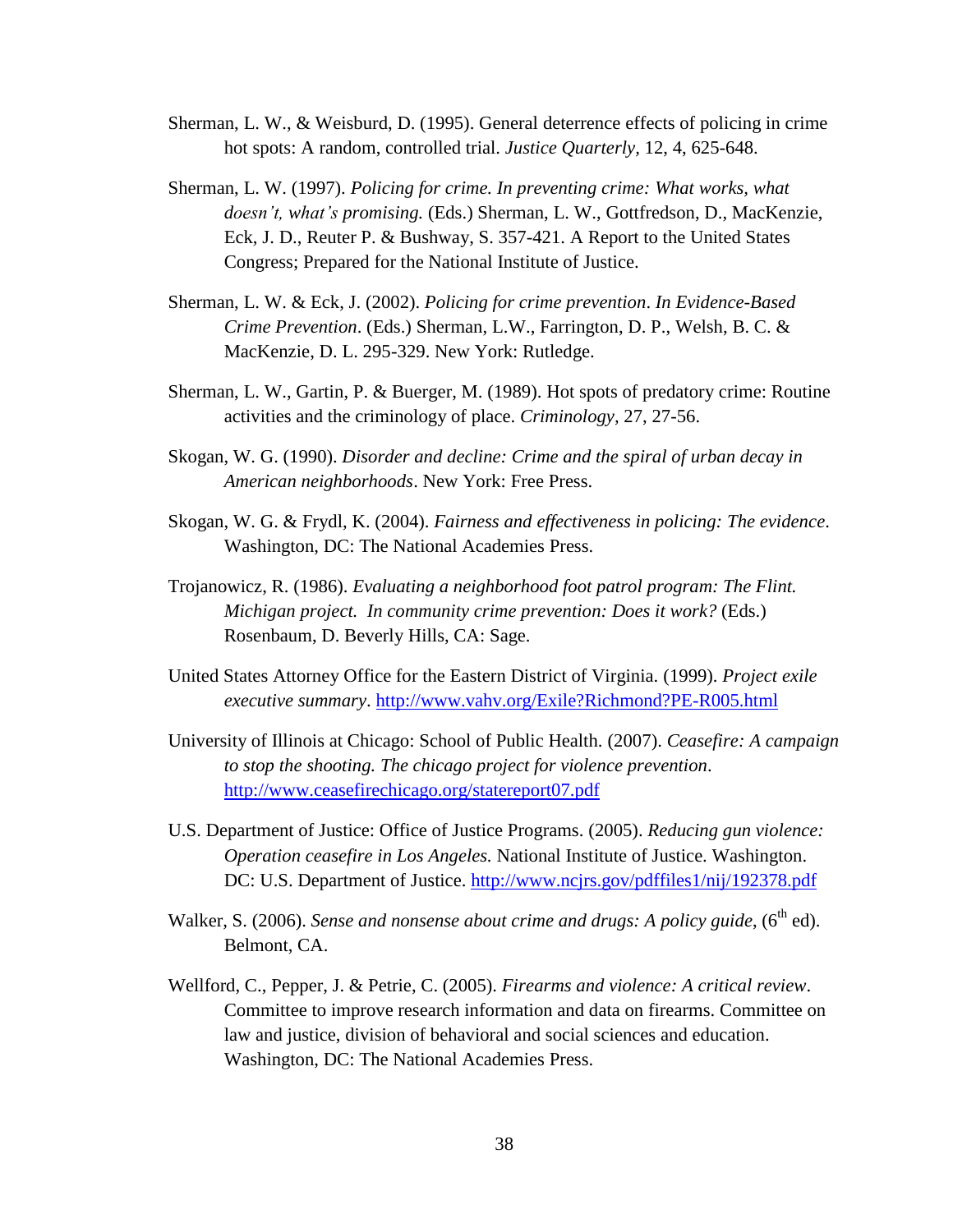Sherman, L. W., & Weisburd, D. (1995). General deterrence effects of policing in crime hot spots: A random, controlled trial. *Justice Quarterly*, 12, 4, 625-648.

Sherman, L. W. (1997). *Policing for crime. In preventing crime: What works, what doesn't, what's promising.* (Eds.) Sherman, L. W., Gottfredson, D., MacKenzie, Eck, J. D., Reuter P. & Bushway, S. 357-421. A Report to the United States Congress; Prepared for the National Institute of Justice.

Sherman, L. W. & Eck, J. (2002). *Policing for crime prevention*. *In Evidence-Based Crime Prevention*. (Eds.) Sherman, L.W., Farrington, D. P., Welsh, B. C. & MacKenzie, D. L. 295-329. New York: Rutledge.

Sherman, L. W., Gartin, P. & Buerger, M. (1989). Hot spots of predatory crime: Routine activities and the criminology of place. *Criminology*, 27, 27-56.

Skogan, W. G. (1990). *Disorder and decline: Crime and the spiral of urban decay in American neighborhoods*. New York: Free Press.

Skogan, W. G. & Frydl, K. (2004). *Fairness and effectiveness in policing: The evidence*. Washington, DC: The National Academies Press.

Trojanowicz, R. (1986). *Evaluating a neighborhood foot patrol program: The Flint. Michigan project. In community crime prevention: Does it work?* (Eds.) Rosenbaum, D. Beverly Hills, CA: Sage.

United States Attorney Office for the Eastern District of Virginia. (1999). *Project exile executive summary*. http://www.vahv.org/Exile?Richmond?PE-R005.html

University of Illinois at Chicago: School of Public Health. (2007). *Ceasefire: A campaign to stop the shooting. The chicago project for violence prevention*. http://www.ceasefirechicago.org/statereport07.pdf

U.S. Department of Justice: Office of Justice Programs. (2005). *Reducing gun violence: Operation ceasefire in Los Angeles.* National Institute of Justice. Washington. DC: U.S. Department of Justice. http://www.ncjrs.gov/pdffiles1/nij/192378.pdf

Walker, S. (2006). *Sense and nonsense about crime and drugs: A policy guide*, (6th ed). Belmont, CA.

Wellford, C., Pepper, J. & Petrie, C. (2005). *Firearms and violence: A critical review*. Committee to improve research information and data on firearms. Committee on law and justice, division of behavioral and social sciences and education. Washington, DC: The National Academies Press.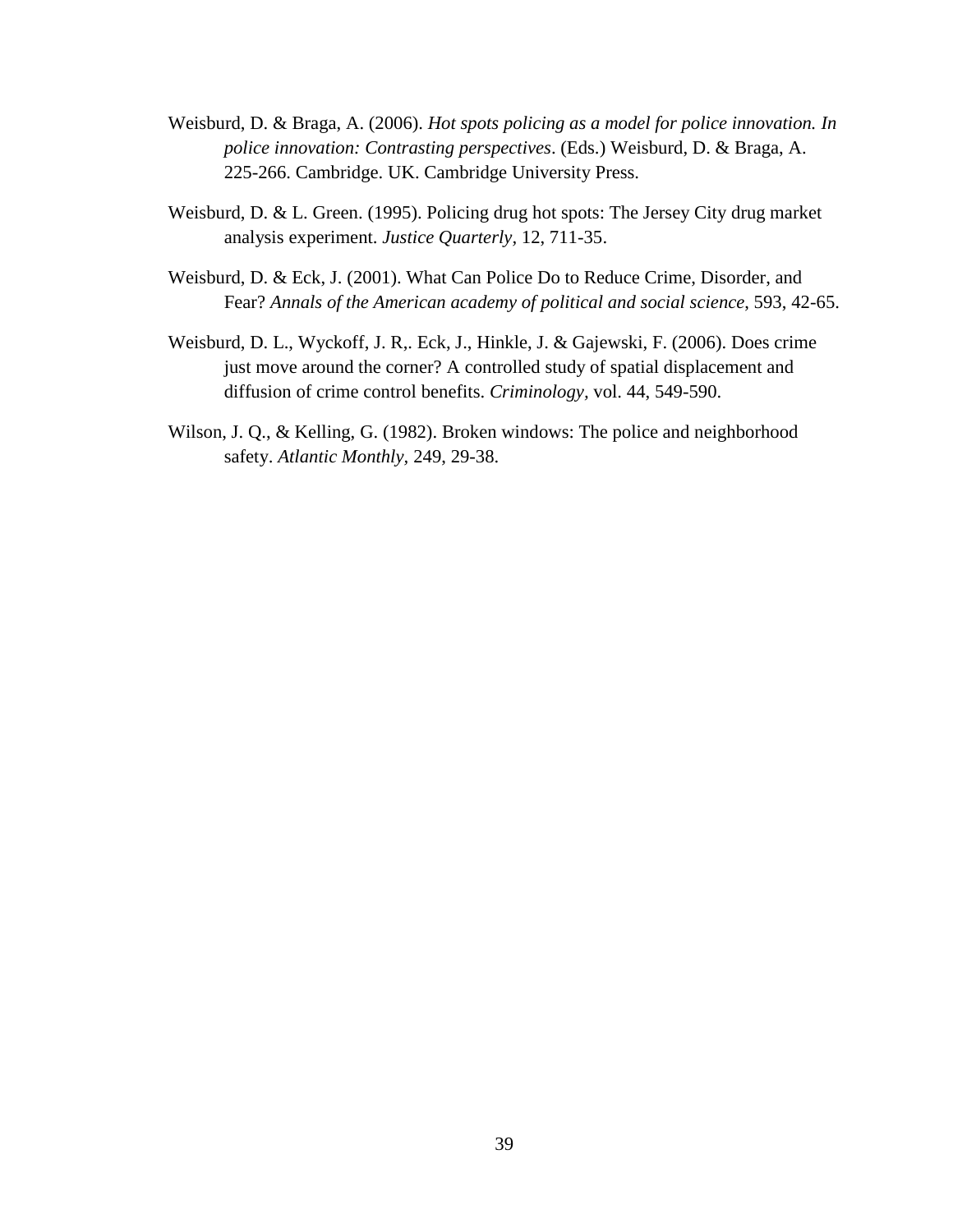Weisburd, D. & Braga, A. (2006). *Hot spots policing as a model for police innovation. In police innovation: Contrasting perspectives*. (Eds.) Weisburd, D. & Braga, A. 225-266. Cambridge. UK. Cambridge University Press.

Weisburd, D. & L. Green. (1995). Policing drug hot spots: The Jersey City drug market analysis experiment. *Justice Quarterly*, 12, 711-35.

Weisburd, D. & Eck, J. (2001). What Can Police Do to Reduce Crime, Disorder, and Fear? *Annals of the American academy of political and social science*, 593, 42-65.

Weisburd, D. L., Wyckoff, J. R,. Eck, J., Hinkle, J. & Gajewski, F. (2006). Does crime just move around the corner? A controlled study of spatial displacement and diffusion of crime control benefits. *Criminology*, vol. 44, 549-590.

Wilson, J. Q., & Kelling, G. (1982). Broken windows: The police and neighborhood safety. *Atlantic Monthly*, 249, 29-38.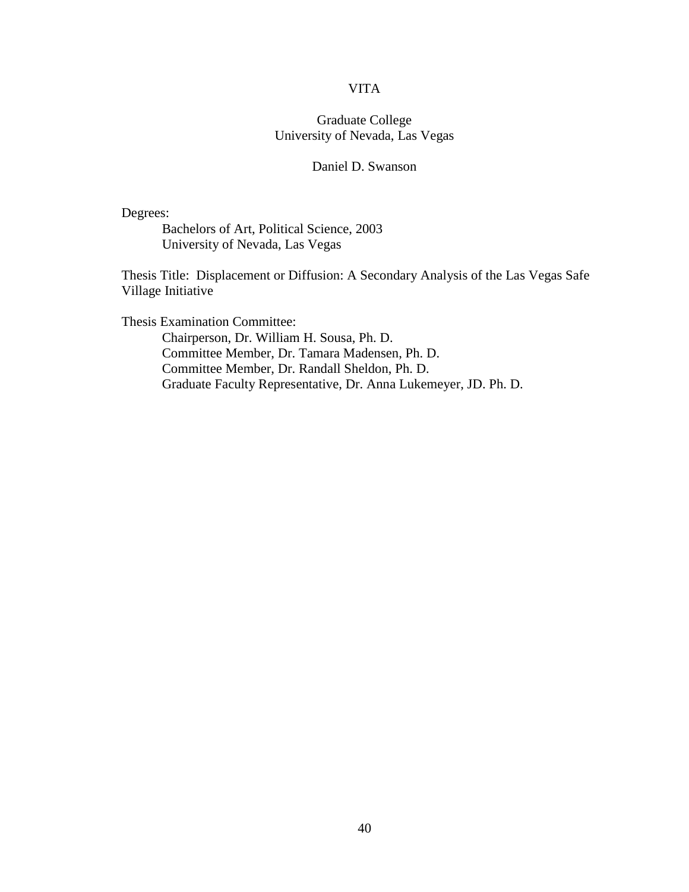# VITA

Graduate College
University of Nevada, Las Vegas

Daniel D. Swanson

Degrees:

Bachelors of Art, Political Science, 2003
University of Nevada, Las Vegas

Thesis Title: Displacement or Diffusion: A Secondary Analysis of the Las Vegas Safe Village Initiative

Thesis Examination Committee:

Chairperson, Dr. William H. Sousa, Ph. D.
Committee Member, Dr. Tamara Madensen, Ph. D.
Committee Member, Dr. Randall Sheldon, Ph. D.
Graduate Faculty Representative, Dr. Anna Lukemeyer, JD. Ph. D.